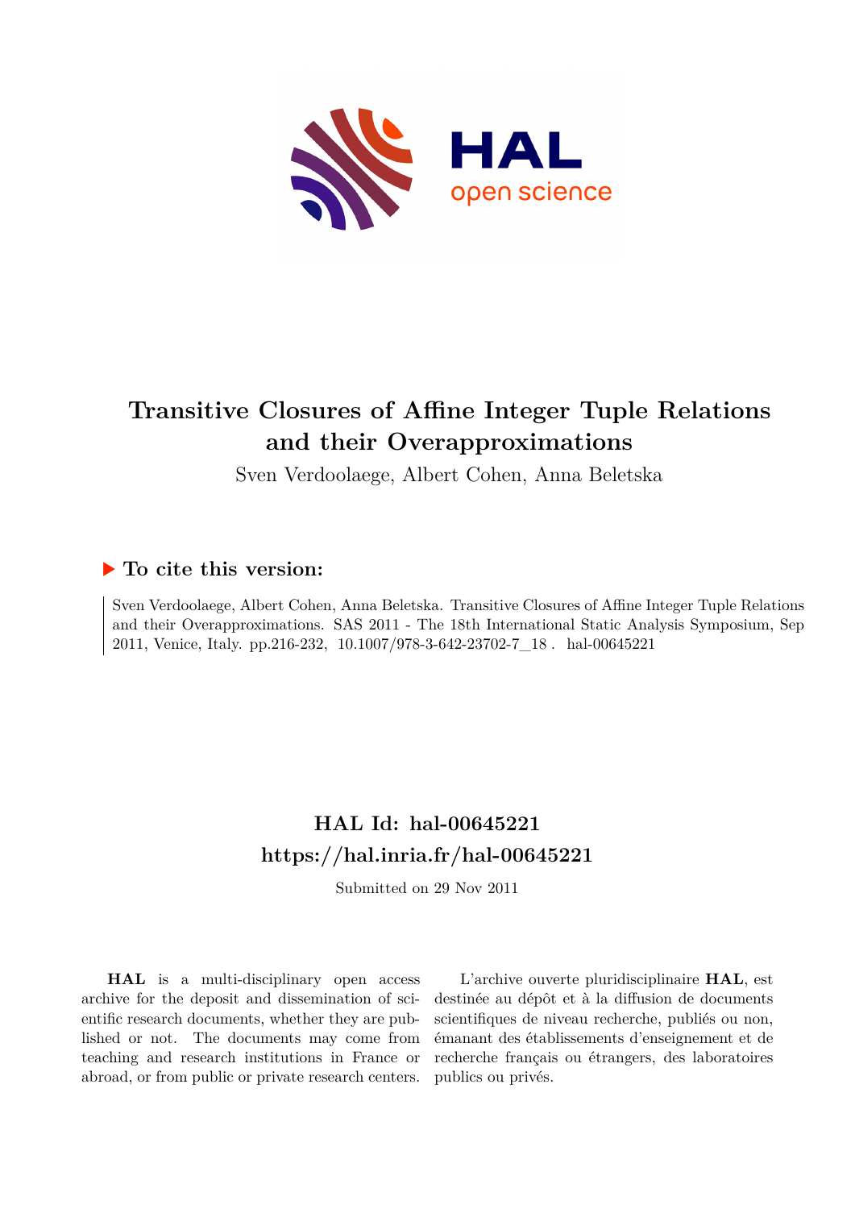# Transitive Closures of Affine Integer Tuple Relations and their Overapproximations

Sven Verdoolaege, Albert Cohen, Anna Beletska

## ▶ To cite this version:

Sven Verdoolaege, Albert Cohen, Anna Beletska. Transitive Closures of Affine Integer Tuple Relations and their Overapproximations. SAS 2011 - The 18th International Static Analysis Symposium, Sep 2011, Venice, Italy. pp.216-232, 10.1007/978-3-642-23702-7_18 . hal-00645221

## HAL Id: hal-00645221

## https://hal.inria.fr/hal-00645221

Submitted on 29 Nov 2011

**HAL** is a multi-disciplinary open access archive for the deposit and dissemination of scientific research documents, whether they are published or not. The documents may come from teaching and research institutions in France or abroad, or from public or private research centers.

L'archive ouverte pluridisciplinaire **HAL**, est destinée au dépôt et à la diffusion de documents scientifiques de niveau recherche, publiés ou non, émanant des établissements d'enseignement et de recherche français ou étrangers, des laboratoires publics ou privés.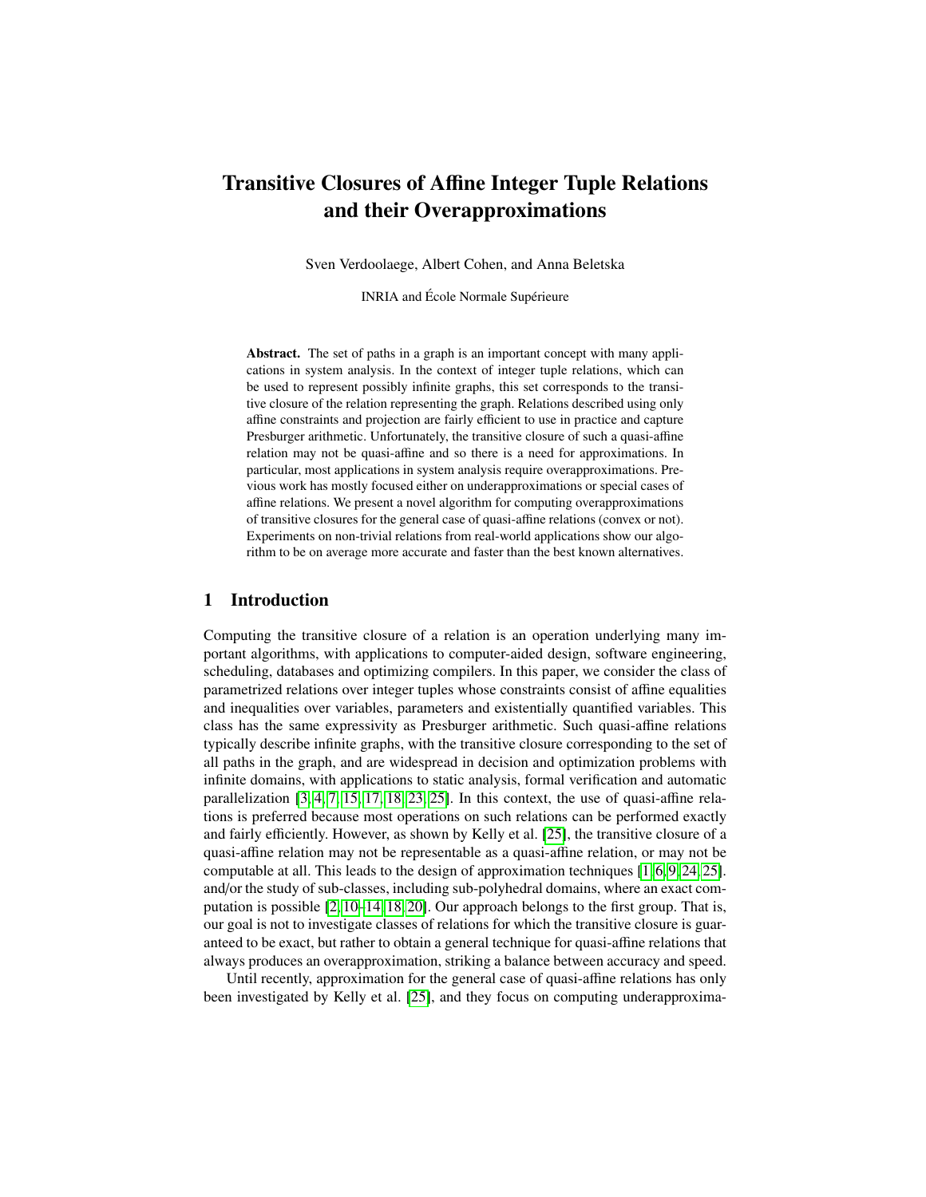# Transitive Closures of Affine Integer Tuple Relations and their Overapproximations

Sven Verdoolaege, Albert Cohen, and Anna Beletska

INRIA and École Normale Supérieure

**Abstract.** The set of paths in a graph is an important concept with many applications in system analysis. In the context of integer tuple relations, which can be used to represent possibly infinite graphs, this set corresponds to the transitive closure of the relation representing the graph. Relations described using only affine constraints and projection are fairly efficient to use in practice and capture Presburger arithmetic. Unfortunately, the transitive closure of such a quasi-affine relation may not be quasi-affine and so there is a need for approximations. In particular, most applications in system analysis require overapproximations. Previous work has mostly focused either on underapproximations or special cases of affine relations. We present a novel algorithm for computing overapproximations of transitive closures for the general case of quasi-affine relations (convex or not). Experiments on non-trivial relations from real-world applications show our algorithm to be on average more accurate and faster than the best known alternatives.

## 1 Introduction

Computing the transitive closure of a relation is an operation underlying many important algorithms, with applications to computer-aided design, software engineering, scheduling, databases and optimizing compilers. In this paper, we consider the class of parametrized relations over integer tuples whose constraints consist of affine equalities and inequalities over variables, parameters and existentially quantified variables. This class has the same expressivity as Presburger arithmetic. Such quasi-affine relations typically describe infinite graphs, with the transitive closure corresponding to the set of all paths in the graph, and are widespread in decision and optimization problems with infinite domains, with applications to static analysis, formal verification and automatic parallelization [3, 4, 7, 15, 17, 18, 23, 25]. In this context, the use of quasi-affine relations is preferred because most operations on such relations can be performed exactly and fairly efficiently. However, as shown by Kelly et al. [25], the transitive closure of a quasi-affine relation may not be representable as a quasi-affine relation, or may not be computable at all. This leads to the design of approximation techniques [1, 6, 9, 24, 25]. and/or the study of sub-classes, including sub-polyhedral domains, where an exact computation is possible [2, 10–14, 18, 20]. Our approach belongs to the first group. That is, our goal is not to investigate classes of relations for which the transitive closure is guaranteed to be exact, but rather to obtain a general technique for quasi-affine relations that always produces an overapproximation, striking a balance between accuracy and speed.

Until recently, approximation for the general case of quasi-affine relations has only been investigated by Kelly et al. [25], and they focus on computing underapproxima-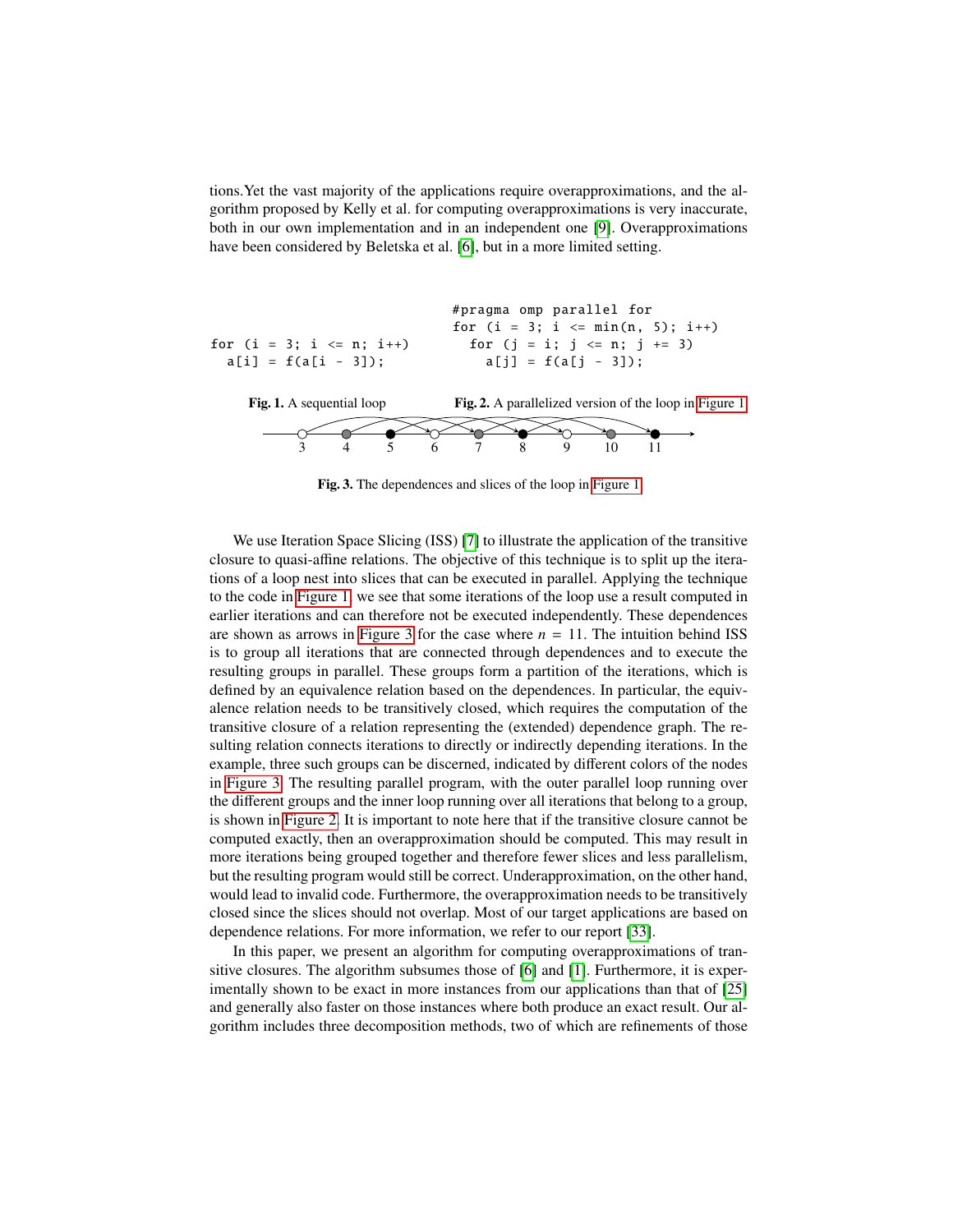tions.Yet the vast majority of the applications require overapproximations, and the algorithm proposed by Kelly et al. for computing overapproximations is very inaccurate, both in our own implementation and in an independent one [9]. Overapproximations have been considered by Beletska et al. [6], but in a more limited setting.

```
for (i = 3; i <= n; i++)
  a[i] = f(a[i - 3]);
```

**Fig. 1.** A sequential loop

```
#pragma omp parallel for
for (i = 3; i <= min(n, 5); i++)
  for (j = i; j <= n; j += 3)
    a[j] = f(a[j - 3]);
```

**Fig. 2.** A parallelized version of the loop in Figure 1

**Fig. 3.** The dependences and slices of the loop in Figure 1

We use Iteration Space Slicing (ISS) [7] to illustrate the application of the transitive closure to quasi-affine relations. The objective of this technique is to split up the iterations of a loop nest into slices that can be executed in parallel. Applying the technique to the code in Figure 1, we see that some iterations of the loop use a result computed in earlier iterations and can therefore not be executed independently. These dependences are shown as arrows in Figure 3 for the case where $n = 11$. The intuition behind ISS is to group all iterations that are connected through dependences and to execute the resulting groups in parallel. These groups form a partition of the iterations, which is defined by an equivalence relation based on the dependences. In particular, the equivalence relation needs to be transitively closed, which requires the computation of the transitive closure of a relation representing the (extended) dependence graph. The resulting relation connects iterations to directly or indirectly depending iterations. In the example, three such groups can be discerned, indicated by different colors of the nodes in Figure 3. The resulting parallel program, with the outer parallel loop running over the different groups and the inner loop running over all iterations that belong to a group, is shown in Figure 2. It is important to note here that if the transitive closure cannot be computed exactly, then an overapproximation should be computed. This may result in more iterations being grouped together and therefore fewer slices and less parallelism, but the resulting program would still be correct. Underapproximation, on the other hand, would lead to invalid code. Furthermore, the overapproximation needs to be transitively closed since the slices should not overlap. Most of our target applications are based on dependence relations. For more information, we refer to our report [33].

In this paper, we present an algorithm for computing overapproximations of transitive closures. The algorithm subsumes those of [6] and [1]. Furthermore, it is experimentally shown to be exact in more instances from our applications than that of [25] and generally also faster on those instances where both produce an exact result. Our algorithm includes three decomposition methods, two of which are refinements of those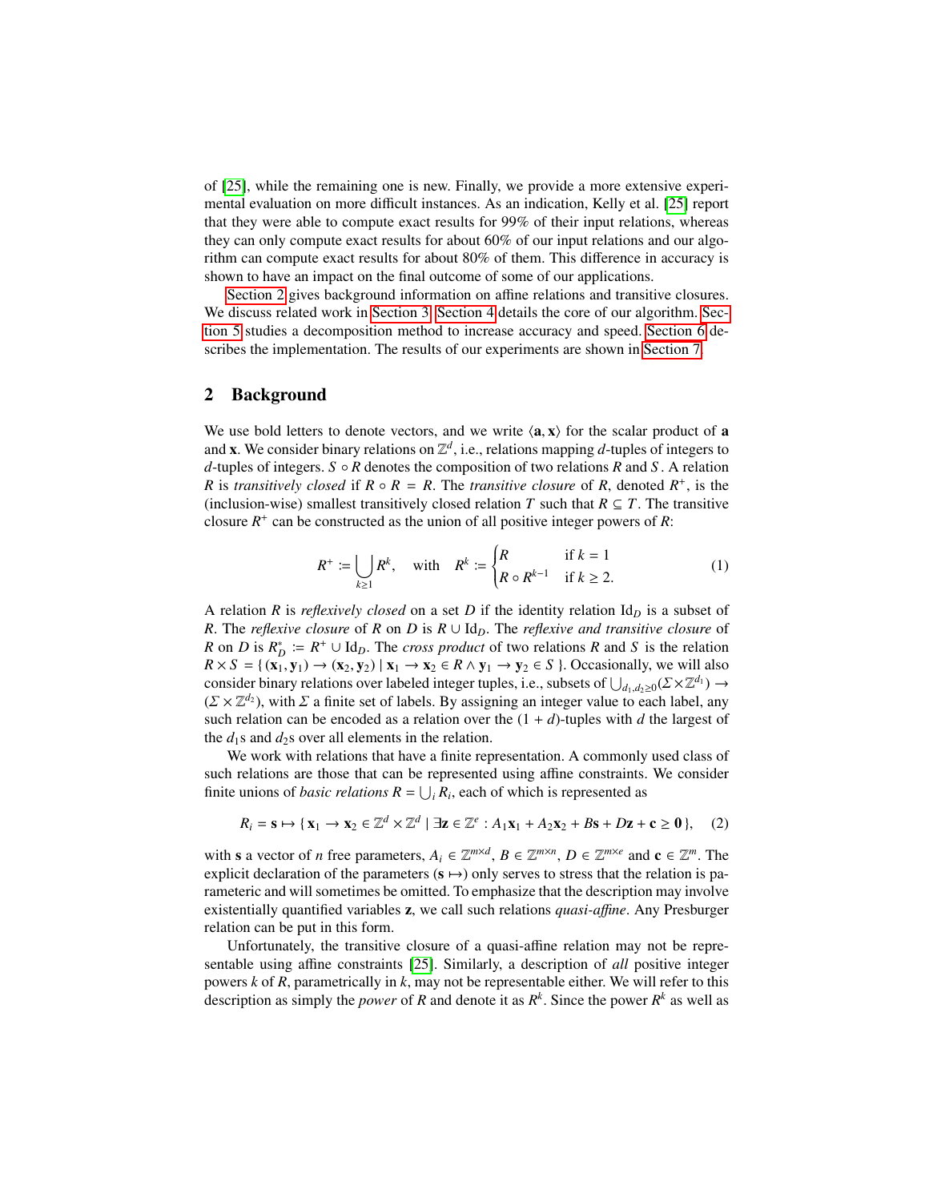of [25], while the remaining one is new. Finally, we provide a more extensive experimental evaluation on more difficult instances. As an indication, Kelly et al. [25] report that they were able to compute exact results for 99% of their input relations, whereas they can only compute exact results for about 60% of our input relations and our algorithm can compute exact results for about 80% of them. This difference in accuracy is shown to have an impact on the final outcome of some of our applications.

Section 2 gives background information on affine relations and transitive closures. We discuss related work in Section 3. Section 4 details the core of our algorithm. Section 5 studies a decomposition method to increase accuracy and speed. Section 6 describes the implementation. The results of our experiments are shown in Section 7.

## 2 Background

We use bold letters to denote vectors, and we write $\langle \mathbf{a}, \mathbf{x} \rangle$ for the scalar product of $\mathbf{a}$ and $\mathbf{x}$. We consider binary relations on $\mathbb{Z}^d$, i.e., relations mapping $d$-tuples of integers to $d$-tuples of integers. $S \circ R$ denotes the composition of two relations $R$ and $S$. A relation $R$ is *transitively closed* if $R \circ R = R$. The *transitive closure* of $R$, denoted $R^+$, is the (inclusion-wise) smallest transitively closed relation $T$ such that $R \subseteq T$. The transitive closure $R^+$ can be constructed as the union of all positive integer powers of $R$:

$$R^+ := \bigcup_{k \geq 1} R^k, \quad \text{with} \quad R^k := \begin{cases} R & \text{if } k = 1 \\ R \circ R^{k-1} & \text{if } k \geq 2. \end{cases} \tag{1}$$

A relation $R$ is *reflexively closed* on a set $D$ if the identity relation $\mathrm{Id}_D$ is a subset of $R$. The *reflexive closure* of $R$ on $D$ is $R \cup \mathrm{Id}_D$. The *reflexive and transitive closure* of $R$ on $D$ is $R^*_D := R^+ \cup \mathrm{Id}_D$. The *cross product* of two relations $R$ and $S$ is the relation $R \times S = \{ (\mathbf{x}_1, \mathbf{y}_1) \to (\mathbf{x}_2, \mathbf{y}_2) \mid \mathbf{x}_1 \to \mathbf{x}_2 \in R \wedge \mathbf{y}_1 \to \mathbf{y}_2 \in S \}$. Occasionally, we will also consider binary relations over labeled integer tuples, i.e., subsets of $\bigcup_{d_1, d_2 \geq 0} (\Sigma \times \mathbb{Z}^{d_1}) \to (\Sigma \times \mathbb{Z}^{d_2})$, with $\Sigma$ a finite set of labels. By assigning an integer value to each label, any such relation can be encoded as a relation over the $(1 + d)$-tuples with $d$ the largest of the $d_1$s and $d_2$s over all elements in the relation.

We work with relations that have a finite representation. A commonly used class of such relations are those that can be represented using affine constraints. We consider finite unions of *basic relations* $R = \bigcup_i R_i$, each of which is represented as

$$R_i = \mathbf{s} \mapsto \{ \mathbf{x}_1 \to \mathbf{x}_2 \in \mathbb{Z}^d \times \mathbb{Z}^d \mid \exists \mathbf{z} \in \mathbb{Z}^e : A_1 \mathbf{x}_1 + A_2 \mathbf{x}_2 + B\mathbf{s} + D\mathbf{z} + \mathbf{c} \geq \mathbf{0} \}, \tag{2}$$

with $\mathbf{s}$ a vector of $n$ free parameters, $A_i \in \mathbb{Z}^{m \times d}$, $B \in \mathbb{Z}^{m \times n}$, $D \in \mathbb{Z}^{m \times e}$ and $\mathbf{c} \in \mathbb{Z}^m$. The explicit declaration of the parameters ($\mathbf{s} \mapsto$) only serves to stress that the relation is parameteric and will sometimes be omitted. To emphasize that the description may involve existentially quantified variables $\mathbf{z}$, we call such relations *quasi-affine*. Any Presburger relation can be put in this form.

Unfortunately, the transitive closure of a quasi-affine relation may not be representable using affine constraints [25]. Similarly, a description of *all* positive integer powers $k$ of $R$, parametrically in $k$, may not be representable either. We will refer to this description as simply the *power* of $R$ and denote it as $R^k$. Since the power $R^k$ as well as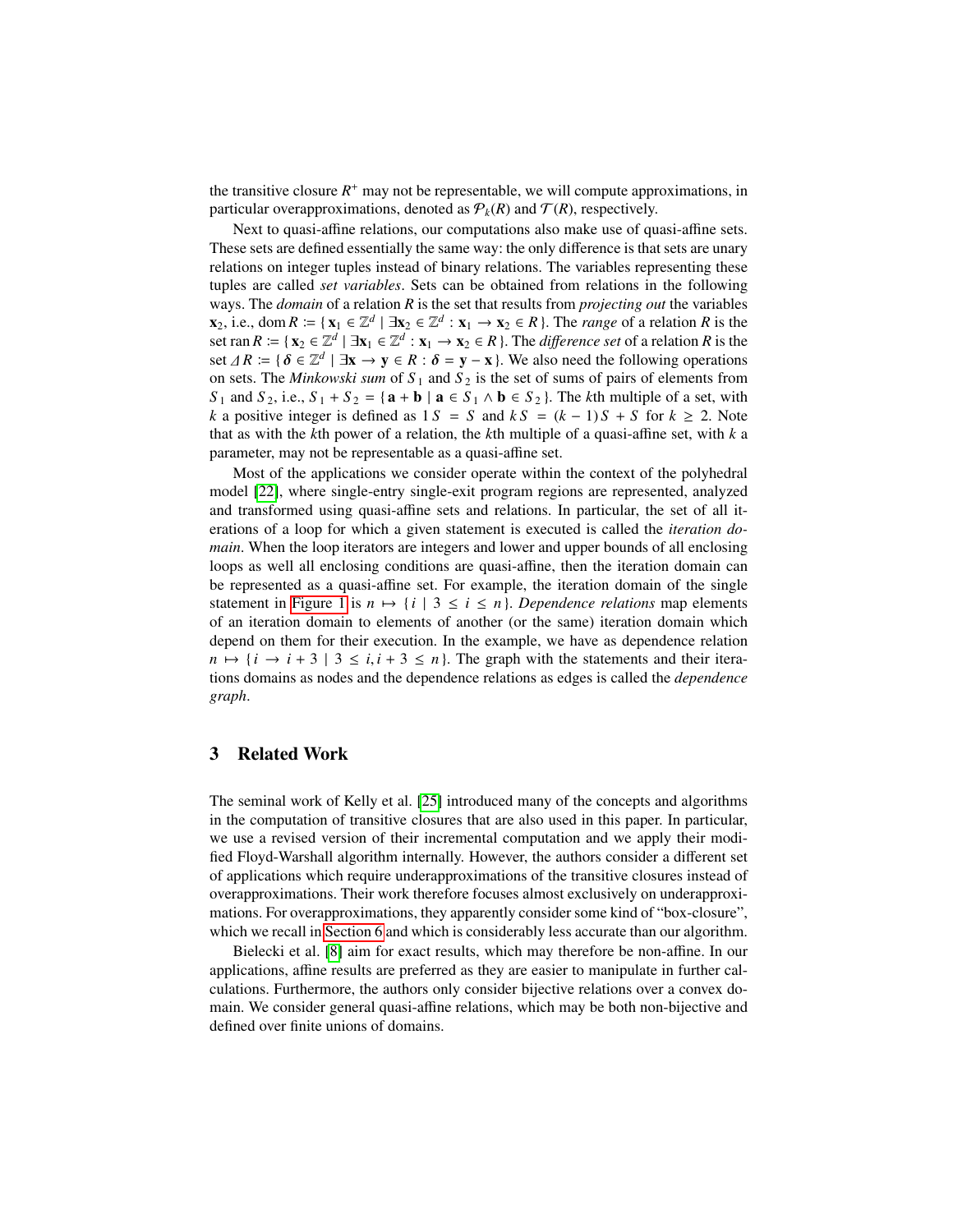the transitive closure $R^+$ may not be representable, we will compute approximations, in particular overapproximations, denoted as $\mathcal{P}_k(R)$ and $\mathcal{T}(R)$, respectively.

Next to quasi-affine relations, our computations also make use of quasi-affine sets. These sets are defined essentially the same way: the only difference is that sets are unary relations on integer tuples instead of binary relations. The variables representing these tuples are called *set variables*. Sets can be obtained from relations in the following ways. The *domain* of a relation $R$ is the set that results from *projecting out* the variables $\mathbf{x}_2$, i.e., $\operatorname{dom} R := \{ \mathbf{x}_1 \in \mathbb{Z}^d \mid \exists \mathbf{x}_2 \in \mathbb{Z}^d : \mathbf{x}_1 \to \mathbf{x}_2 \in R \}$. The *range* of a relation $R$ is the set $\operatorname{ran} R := \{ \mathbf{x}_2 \in \mathbb{Z}^d \mid \exists \mathbf{x}_1 \in \mathbb{Z}^d : \mathbf{x}_1 \to \mathbf{x}_2 \in R \}$. The *difference set* of a relation $R$ is the set $\Delta R := \{ \boldsymbol{\delta} \in \mathbb{Z}^d \mid \exists \mathbf{x} \to \mathbf{y} \in R : \boldsymbol{\delta} = \mathbf{y} - \mathbf{x} \}$. We also need the following operations on sets. The *Minkowski sum* of $S_1$ and $S_2$ is the set of sums of pairs of elements from $S_1$ and $S_2$, i.e., $S_1 + S_2 = \{ \mathbf{a} + \mathbf{b} \mid \mathbf{a} \in S_1 \wedge \mathbf{b} \in S_2 \}$. The $k$th multiple of a set, with $k$ a positive integer is defined as $1\,S = S$ and $k\,S = (k-1)\,S + S$ for $k \geq 2$. Note that as with the $k$th power of a relation, the $k$th multiple of a quasi-affine set, with $k$ a parameter, may not be representable as a quasi-affine set.

Most of the applications we consider operate within the context of the polyhedral model [22], where single-entry single-exit program regions are represented, analyzed and transformed using quasi-affine sets and relations. In particular, the set of all iterations of a loop for which a given statement is executed is called the *iteration domain*. When the loop iterators are integers and lower and upper bounds of all enclosing loops as well all enclosing conditions are quasi-affine, then the iteration domain can be represented as a quasi-affine set. For example, the iteration domain of the single statement in Figure 1 is $n \mapsto \{ i \mid 3 \leq i \leq n \}$. *Dependence relations* map elements of an iteration domain to elements of another (or the same) iteration domain which depend on them for their execution. In the example, we have as dependence relation $n \mapsto \{ i \to i + 3 \mid 3 \leq i, i + 3 \leq n \}$. The graph with the statements and their iterations domains as nodes and the dependence relations as edges is called the *dependence graph*.

## 3 Related Work

The seminal work of Kelly et al. [25] introduced many of the concepts and algorithms in the computation of transitive closures that are also used in this paper. In particular, we use a revised version of their incremental computation and we apply their modified Floyd-Warshall algorithm internally. However, the authors consider a different set of applications which require underapproximations of the transitive closures instead of overapproximations. Their work therefore focuses almost exclusively on underapproximations. For overapproximations, they apparently consider some kind of "box-closure", which we recall in Section 6 and which is considerably less accurate than our algorithm.

Bielecki et al. [8] aim for exact results, which may therefore be non-affine. In our applications, affine results are preferred as they are easier to manipulate in further calculations. Furthermore, the authors only consider bijective relations over a convex domain. We consider general quasi-affine relations, which may be both non-bijective and defined over finite unions of domains.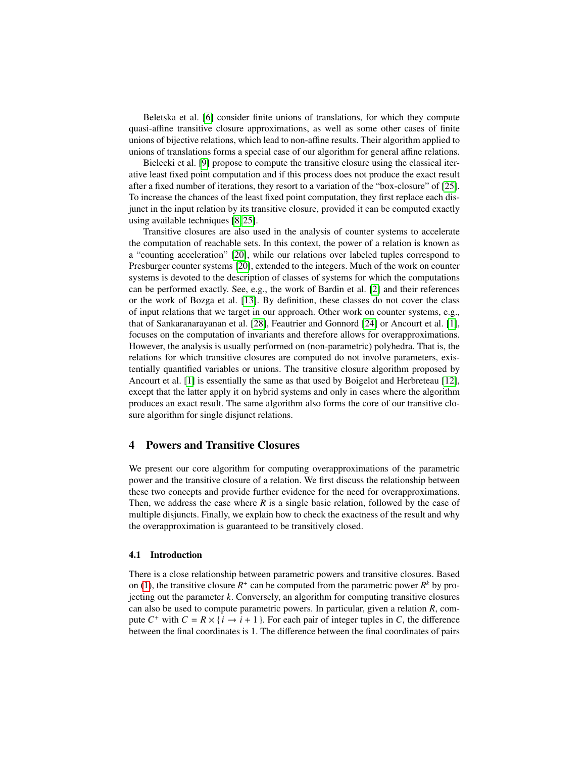Beletska et al. [6] consider finite unions of translations, for which they compute quasi-affine transitive closure approximations, as well as some other cases of finite unions of bijective relations, which lead to non-affine results. Their algorithm applied to unions of translations forms a special case of our algorithm for general affine relations.

Bielecki et al. [9] propose to compute the transitive closure using the classical iterative least fixed point computation and if this process does not produce the exact result after a fixed number of iterations, they resort to a variation of the "box-closure" of [25]. To increase the chances of the least fixed point computation, they first replace each disjunct in the input relation by its transitive closure, provided it can be computed exactly using available techniques [8,25].

Transitive closures are also used in the analysis of counter systems to accelerate the computation of reachable sets. In this context, the power of a relation is known as a "counting acceleration" [20], while our relations over labeled tuples correspond to Presburger counter systems [20], extended to the integers. Much of the work on counter systems is devoted to the description of classes of systems for which the computations can be performed exactly. See, e.g., the work of Bardin et al. [2] and their references or the work of Bozga et al. [13]. By definition, these classes do not cover the class of input relations that we target in our approach. Other work on counter systems, e.g., that of Sankaranarayanan et al. [28], Feautrier and Gonnord [24] or Ancourt et al. [1], focuses on the computation of invariants and therefore allows for overapproximations. However, the analysis is usually performed on (non-parametric) polyhedra. That is, the relations for which transitive closures are computed do not involve parameters, existentially quantified variables or unions. The transitive closure algorithm proposed by Ancourt et al. [1] is essentially the same as that used by Boigelot and Herbreteau [12], except that the latter apply it on hybrid systems and only in cases where the algorithm produces an exact result. The same algorithm also forms the core of our transitive closure algorithm for single disjunct relations.

## 4 Powers and Transitive Closures

We present our core algorithm for computing overapproximations of the parametric power and the transitive closure of a relation. We first discuss the relationship between these two concepts and provide further evidence for the need for overapproximations. Then, we address the case where $R$ is a single basic relation, followed by the case of multiple disjuncts. Finally, we explain how to check the exactness of the result and why the overapproximation is guaranteed to be transitively closed.

### 4.1 Introduction

There is a close relationship between parametric powers and transitive closures. Based on (1), the transitive closure $R^+$ can be computed from the parametric power $R^k$ by projecting out the parameter $k$. Conversely, an algorithm for computing transitive closures can also be used to compute parametric powers. In particular, given a relation $R$, compute $C^+$ with $C = R \times \{ i \to i + 1 \}$. For each pair of integer tuples in $C$, the difference between the final coordinates is 1. The difference between the final coordinates of pairs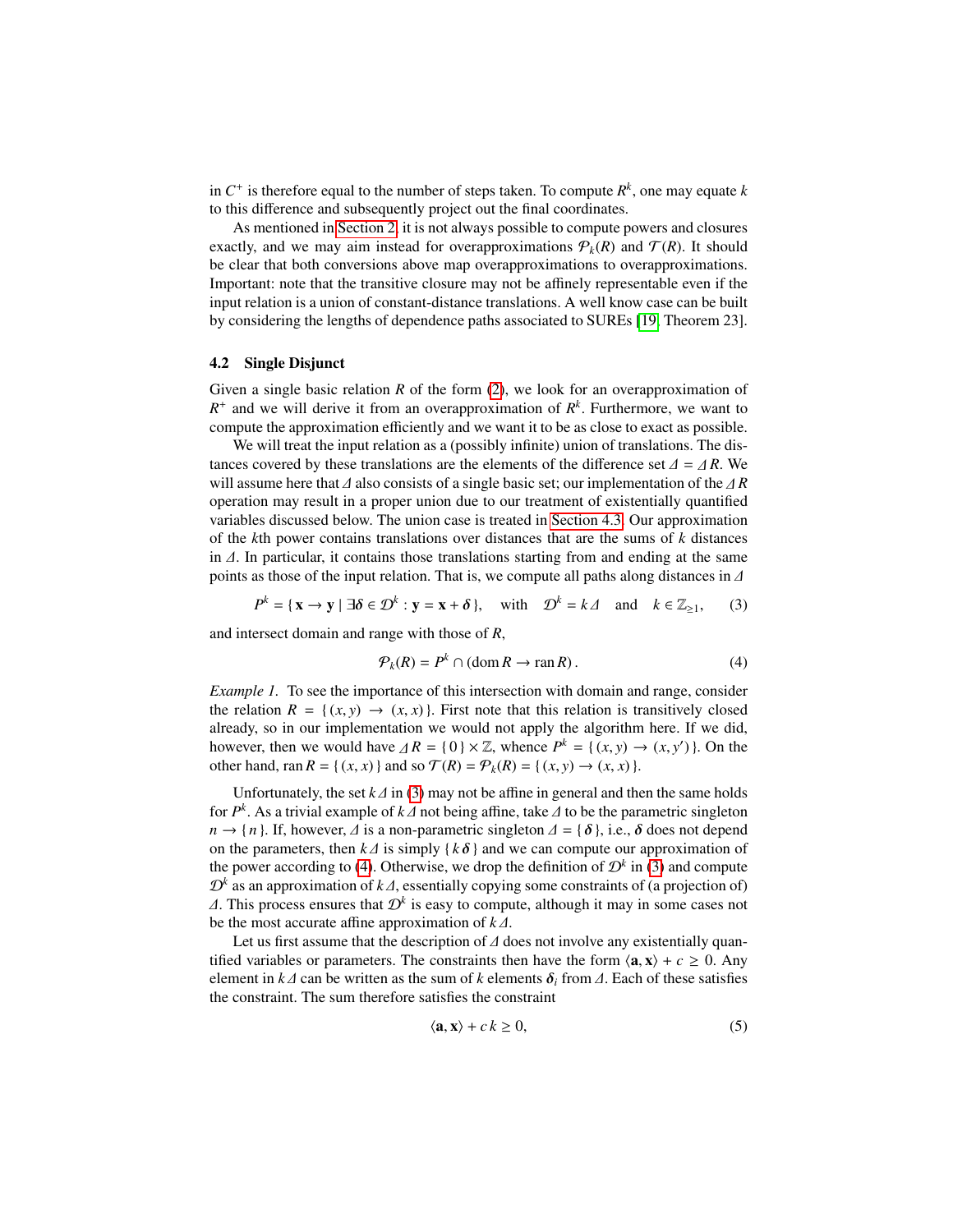in $C^+$ is therefore equal to the number of steps taken. To compute $R^k$, one may equate $k$ to this difference and subsequently project out the final coordinates.

As mentioned in Section 2, it is not always possible to compute powers and closures exactly, and we may aim instead for overapproximations $\mathcal{P}_k(R)$ and $\mathcal{T}(R)$. It should be clear that both conversions above map overapproximations to overapproximations. Important: note that the transitive closure may not be affinely representable even if the input relation is a union of constant-distance translations. A well know case can be built by considering the lengths of dependence paths associated to SUREs [19, Theorem 23].

### 4.2 Single Disjunct

Given a single basic relation $R$ of the form (2), we look for an overapproximation of $R^+$ and we will derive it from an overapproximation of $R^k$. Furthermore, we want to compute the approximation efficiently and we want it to be as close to exact as possible.

We will treat the input relation as a (possibly infinite) union of translations. The distances covered by these translations are the elements of the difference set $\Delta = \Delta R$. We will assume here that $\Delta$ also consists of a single basic set; our implementation of the $\Delta R$ operation may result in a proper union due to our treatment of existentially quantified variables discussed below. The union case is treated in Section 4.3. Our approximation of the $k$th power contains translations over distances that are the sums of $k$ distances in $\Delta$. In particular, it contains those translations starting from and ending at the same points as those of the input relation. That is, we compute all paths along distances in $\Delta$

$$P^k = \{\, \mathbf{x} \to \mathbf{y} \mid \exists \boldsymbol{\delta} \in \mathcal{D}^k : \mathbf{y} = \mathbf{x} + \boldsymbol{\delta} \,\}, \quad \text{with} \quad \mathcal{D}^k = k\,\Delta \quad \text{and} \quad k \in \mathbb{Z}_{\geq 1}, \tag{3}$$

and intersect domain and range with those of $R$,

$$\mathcal{P}_k(R) = P^k \cap (\operatorname{dom} R \to \operatorname{ran} R)\,. \tag{4}$$

*Example 1.* To see the importance of this intersection with domain and range, consider the relation $R = \{\, (x, y) \to (x, x) \,\}$. First note that this relation is transitively closed already, so in our implementation we would not apply the algorithm here. If we did, however, then we would have $\Delta R = \{\, 0 \,\} \times \mathbb{Z}$, whence $P^k = \{\, (x, y) \to (x, y') \,\}$. On the other hand, $\operatorname{ran} R = \{\, (x, x) \,\}$ and so $\mathcal{T}(R) = \mathcal{P}_k(R) = \{\, (x, y) \to (x, x) \,\}$.

Unfortunately, the set $k\,\Delta$ in (3) may not be affine in general and then the same holds for $P^k$. As a trivial example of $k\,\Delta$ not being affine, take $\Delta$ to be the parametric singleton $n \to \{\, n \,\}$. If, however, $\Delta$ is a non-parametric singleton $\Delta = \{\, \boldsymbol{\delta} \,\}$, i.e., $\boldsymbol{\delta}$ does not depend on the parameters, then $k\,\Delta$ is simply $\{\, k\,\boldsymbol{\delta} \,\}$ and we can compute our approximation of the power according to (4). Otherwise, we drop the definition of $\mathcal{D}^k$ in (3) and compute $\mathcal{D}^k$ as an approximation of $k\,\Delta$, essentially copying some constraints of (a projection of) $\Delta$. This process ensures that $\mathcal{D}^k$ is easy to compute, although it may in some cases not be the most accurate affine approximation of $k\,\Delta$.

Let us first assume that the description of $\Delta$ does not involve any existentially quantified variables or parameters. The constraints then have the form $\langle \mathbf{a}, \mathbf{x} \rangle + c \geq 0$. Any element in $k\,\Delta$ can be written as the sum of $k$ elements $\boldsymbol{\delta}_i$ from $\Delta$. Each of these satisfies the constraint. The sum therefore satisfies the constraint

$$\langle \mathbf{a}, \mathbf{x} \rangle + c\,k \geq 0, \tag{5}$$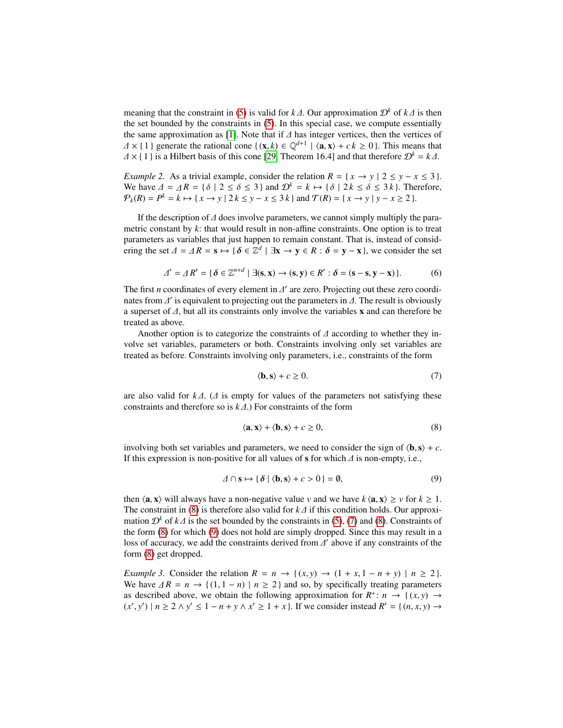meaning that the constraint in (5) is valid for $k\varDelta$. Our approximation $\mathcal{D}^k$ of $k\varDelta$ is then the set bounded by the constraints in (5). In this special case, we compute essentially the same approximation as [1]. Note that if $\varDelta$ has integer vertices, then the vertices of $\varDelta \times \{1\}$ generate the rational cone $\{(\mathbf{x}, k) \in \mathbb{Q}^{d+1} \mid \langle \mathbf{a}, \mathbf{x} \rangle + c\, k \geq 0\}$. This means that $\varDelta \times \{1\}$ is a Hilbert basis of this cone [29, Theorem 16.4] and that therefore $\mathcal{D}^k = k\varDelta$.

*Example 2.* As a trivial example, consider the relation $R = \{x \to y \mid 2 \leq y - x \leq 3\}$. We have $\varDelta = \varDelta R = \{\delta \mid 2 \leq \delta \leq 3\}$ and $\mathcal{D}^k = k \mapsto \{\delta \mid 2k \leq \delta \leq 3k\}$. Therefore, $\mathcal{P}_k(R) = P^k = k \mapsto \{x \to y \mid 2k \leq y - x \leq 3k\}$ and $\mathcal{T}(R) = \{x \to y \mid y - x \geq 2\}$.

If the description of $\varDelta$ does involve parameters, we cannot simply multiply the parametric constant by $k$: that would result in non-affine constraints. One option is to treat parameters as variables that just happen to remain constant. That is, instead of considering the set $\varDelta = \varDelta R = \mathbf{s} \mapsto \{\boldsymbol{\delta} \in \mathbb{Z}^d \mid \exists \mathbf{x} \to \mathbf{y} \in R : \boldsymbol{\delta} = \mathbf{y} - \mathbf{x}\}$, we consider the set

$$\varDelta' = \varDelta R' = \{\boldsymbol{\delta} \in \mathbb{Z}^{n+d} \mid \exists (\mathbf{s}, \mathbf{x}) \to (\mathbf{s}, \mathbf{y}) \in R' : \boldsymbol{\delta} = (\mathbf{s} - \mathbf{s}, \mathbf{y} - \mathbf{x})\}. \tag{6}$$

The first $n$ coordinates of every element in $\varDelta'$ are zero. Projecting out these zero coordinates from $\varDelta'$ is equivalent to projecting out the parameters in $\varDelta$. The result is obviously a superset of $\varDelta$, but all its constraints only involve the variables $\mathbf{x}$ and can therefore be treated as above.

Another option is to categorize the constraints of $\varDelta$ according to whether they involve set variables, parameters or both. Constraints involving only set variables are treated as before. Constraints involving only parameters, i.e., constraints of the form

$$\langle \mathbf{b}, \mathbf{s} \rangle + c \geq 0. \tag{7}$$

are also valid for $k\varDelta$. ($\varDelta$ is empty for values of the parameters not satisfying these constraints and therefore so is $k\varDelta$.) For constraints of the form

$$\langle \mathbf{a}, \mathbf{x} \rangle + \langle \mathbf{b}, \mathbf{s} \rangle + c \geq 0, \tag{8}$$

involving both set variables and parameters, we need to consider the sign of $\langle \mathbf{b}, \mathbf{s} \rangle + c$. If this expression is non-positive for all values of $\mathbf{s}$ for which $\varDelta$ is non-empty, i.e.,

$$\varDelta \cap \mathbf{s} \mapsto \{\boldsymbol{\delta} \mid \langle \mathbf{b}, \mathbf{s} \rangle + c > 0\} = \emptyset, \tag{9}$$

then $\langle \mathbf{a}, \mathbf{x} \rangle$ will always have a non-negative value $v$ and we have $k\langle \mathbf{a}, \mathbf{x} \rangle \geq v$ for $k \geq 1$. The constraint in (8) is therefore also valid for $k\varDelta$ if this condition holds. Our approximation $\mathcal{D}^k$ of $k\varDelta$ is the set bounded by the constraints in (5), (7) and (8). Constraints of the form (8) for which (9) does not hold are simply dropped. Since this may result in a loss of accuracy, we add the constraints derived from $\varDelta'$ above if any constraints of the form (8) get dropped.

*Example 3.* Consider the relation $R = n \to \{(x, y) \to (1 + x, 1 - n + y) \mid n \geq 2\}$. We have $\varDelta R = n \to \{(1, 1 - n) \mid n \geq 2\}$ and so, by specifically treating parameters as described above, we obtain the following approximation for $R^+$: $n \to \{(x, y) \to (x', y') \mid n \geq 2 \wedge y' \leq 1 - n + y \wedge x' \geq 1 + x\}$. If we consider instead $R' = \{(n, x, y) \to$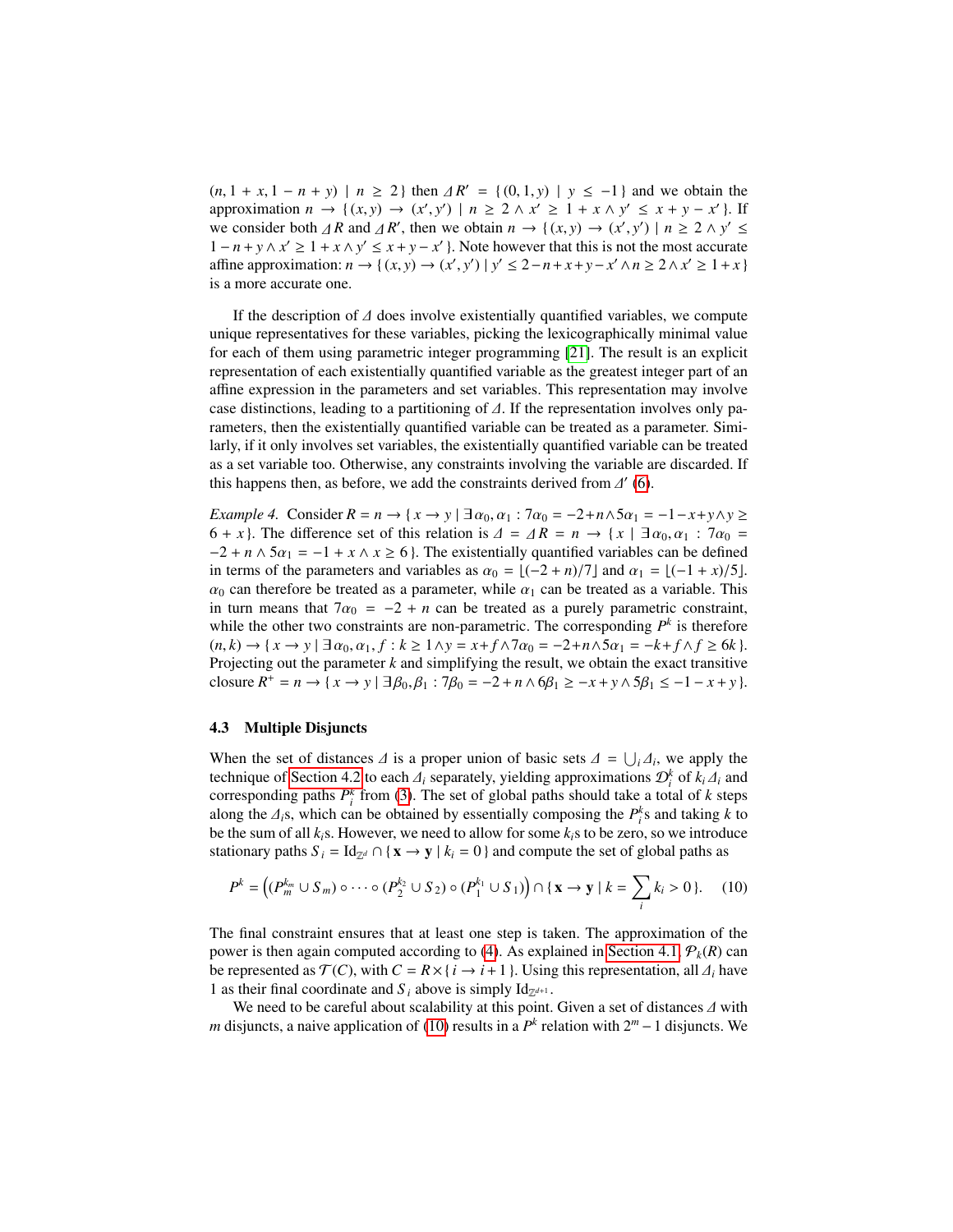$(n, 1 + x, 1 - n + y) \mid n \geq 2 \}$ then $\Delta R' = \{ (0, 1, y) \mid y \leq -1 \}$ and we obtain the approximation $n \to \{ (x, y) \to (x', y') \mid n \geq 2 \wedge x' \geq 1 + x \wedge y' \leq x + y - x' \}$. If we consider both $\Delta R$ and $\Delta R'$, then we obtain $n \to \{ (x, y) \to (x', y') \mid n \geq 2 \wedge y' \leq 1 - n + y \wedge x' \geq 1 + x \wedge y' \leq x + y - x' \}$. Note however that this is not the most accurate affine approximation: $n \to \{ (x, y) \to (x', y') \mid y' \leq 2 - n + x + y - x' \wedge n \geq 2 \wedge x' \geq 1 + x \}$ is a more accurate one.

If the description of $\Delta$ does involve existentially quantified variables, we compute unique representatives for these variables, picking the lexicographically minimal value for each of them using parametric integer programming [21]. The result is an explicit representation of each existentially quantified variable as the greatest integer part of an affine expression in the parameters and set variables. This representation may involve case distinctions, leading to a partitioning of $\Delta$. If the representation involves only parameters, then the existentially quantified variable can be treated as a parameter. Similarly, if it only involves set variables, the existentially quantified variable can be treated as a set variable too. Otherwise, any constraints involving the variable are discarded. If this happens then, as before, we add the constraints derived from $\Delta'$ (6).

*Example 4.* Consider $R = n \to \{ x \to y \mid \exists \alpha_0, \alpha_1 : 7\alpha_0 = -2 + n \wedge 5\alpha_1 = -1 - x + y \wedge y \geq 6 + x \}$. The difference set of this relation is $\Delta = \Delta R = n \to \{ x \mid \exists \alpha_0, \alpha_1 : 7\alpha_0 = -2 + n \wedge 5\alpha_1 = -1 + x \wedge x \geq 6 \}$. The existentially quantified variables can be defined in terms of the parameters and variables as $\alpha_0 = \lfloor (-2 + n)/7 \rfloor$ and $\alpha_1 = \lfloor (-1 + x)/5 \rfloor$. $\alpha_0$ can therefore be treated as a parameter, while $\alpha_1$ can be treated as a variable. This in turn means that $7\alpha_0 = -2 + n$ can be treated as a purely parametric constraint, while the other two constraints are non-parametric. The corresponding $P^k$ is therefore $(n, k) \to \{ x \to y \mid \exists \alpha_0, \alpha_1, f : k \geq 1 \wedge y = x + f \wedge 7\alpha_0 = -2 + n \wedge 5\alpha_1 = -k + f \wedge f \geq 6k \}$. Projecting out the parameter $k$ and simplifying the result, we obtain the exact transitive closure $R^+ = n \to \{ x \to y \mid \exists \beta_0, \beta_1 : 7\beta_0 = -2 + n \wedge 6\beta_1 \geq -x + y \wedge 5\beta_1 \leq -1 - x + y \}$.

### 4.3 Multiple Disjuncts

When the set of distances $\Delta$ is a proper union of basic sets $\Delta = \bigcup_i \Delta_i$, we apply the technique of Section 4.2 to each $\Delta_i$ separately, yielding approximations $\mathcal{D}_i^k$ of $k_i \Delta_i$ and corresponding paths $P_i^k$ from (3). The set of global paths should take a total of $k$ steps along the $\Delta_i$s, which can be obtained by essentially composing the $P_i^k$s and taking $k$ to be the sum of all $k_i$s. However, we need to allow for some $k_i$s to be zero, so we introduce stationary paths $S_i = \mathrm{Id}_{\mathbb{Z}^d} \cap \{ \mathbf{x} \to \mathbf{y} \mid k_i = 0 \}$ and compute the set of global paths as

$$P^k = \left( (P_m^{k_m} \cup S_m) \circ \cdots \circ (P_2^{k_2} \cup S_2) \circ (P_1^{k_1} \cup S_1) \right) \cap \{ \mathbf{x} \to \mathbf{y} \mid k = \sum_i k_i > 0 \}. \quad (10)$$

The final constraint ensures that at least one step is taken. The approximation of the power is then again computed according to (4). As explained in Section 4.1, $\mathcal{P}_k(R)$ can be represented as $\mathcal{T}(C)$, with $C = R \times \{ i \to i + 1 \}$. Using this representation, all $\Delta_i$ have 1 as their final coordinate and $S_i$ above is simply $\mathrm{Id}_{\mathbb{Z}^{d+1}}$.

We need to be careful about scalability at this point. Given a set of distances $\Delta$ with $m$ disjuncts, a naive application of (10) results in a $P^k$ relation with $2^m - 1$ disjuncts. We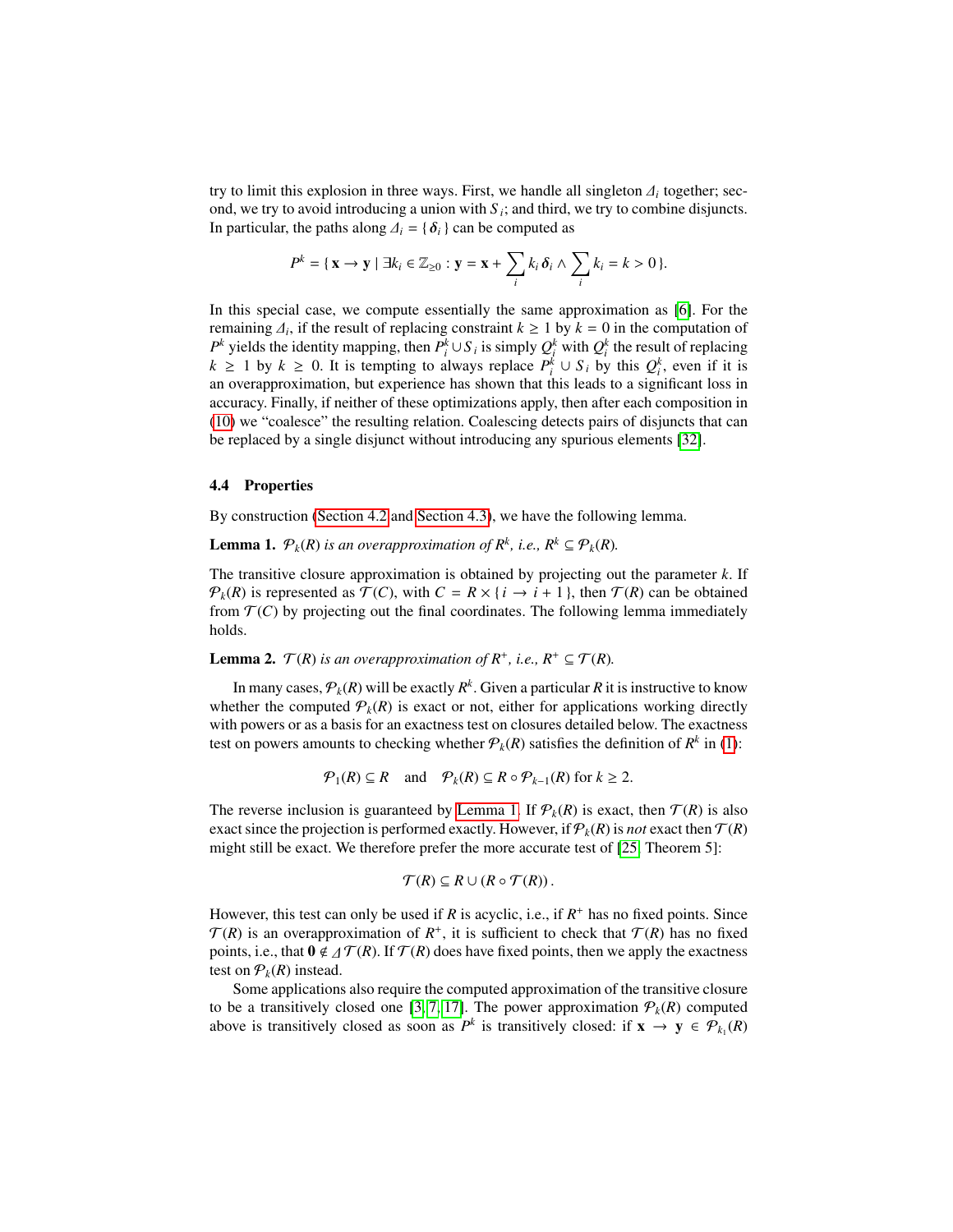try to limit this explosion in three ways. First, we handle all singleton $\Delta_i$ together; second, we try to avoid introducing a union with $S_i$; and third, we try to combine disjuncts. In particular, the paths along $\Delta_i = \{ \boldsymbol{\delta}_i \}$ can be computed as

$$P^k = \{ \mathbf{x} \to \mathbf{y} \mid \exists k_i \in \mathbb{Z}_{\geq 0} : \mathbf{y} = \mathbf{x} + \sum_i k_i \boldsymbol{\delta}_i \wedge \sum_i k_i = k > 0 \}.$$

In this special case, we compute essentially the same approximation as [6]. For the remaining $\Delta_i$, if the result of replacing constraint $k \geq 1$ by $k = 0$ in the computation of $P^k$ yields the identity mapping, then $P_i^k \cup S_i$ is simply $Q_i^k$ with $Q_i^k$ the result of replacing $k \geq 1$ by $k \geq 0$. It is tempting to always replace $P_i^k \cup S_i$ by this $Q_i^k$, even if it is an overapproximation, but experience has shown that this leads to a significant loss in accuracy. Finally, if neither of these optimizations apply, then after each composition in (10) we "coalesce" the resulting relation. Coalescing detects pairs of disjuncts that can be replaced by a single disjunct without introducing any spurious elements [32].

### 4.4 Properties

By construction (Section 4.2 and Section 4.3), we have the following lemma.

**Lemma 1.** *$\mathcal{P}_k(R)$ is an overapproximation of $R^k$, i.e., $R^k \subseteq \mathcal{P}_k(R)$.*

The transitive closure approximation is obtained by projecting out the parameter $k$. If $\mathcal{P}_k(R)$ is represented as $\mathcal{T}(C)$, with $C = R \times \{ i \to i + 1 \}$, then $\mathcal{T}(R)$ can be obtained from $\mathcal{T}(C)$ by projecting out the final coordinates. The following lemma immediately holds.

**Lemma 2.** *$\mathcal{T}(R)$ is an overapproximation of $R^+$, i.e., $R^+ \subseteq \mathcal{T}(R)$.*

In many cases, $\mathcal{P}_k(R)$ will be exactly $R^k$. Given a particular $R$ it is instructive to know whether the computed $\mathcal{P}_k(R)$ is exact or not, either for applications working directly with powers or as a basis for an exactness test on closures detailed below. The exactness test on powers amounts to checking whether $\mathcal{P}_k(R)$ satisfies the definition of $R^k$ in (1):

$$\mathcal{P}_1(R) \subseteq R \quad \text{and} \quad \mathcal{P}_k(R) \subseteq R \circ \mathcal{P}_{k-1}(R) \text{ for } k \geq 2.$$

The reverse inclusion is guaranteed by Lemma 1. If $\mathcal{P}_k(R)$ is exact, then $\mathcal{T}(R)$ is also exact since the projection is performed exactly. However, if $\mathcal{P}_k(R)$ is *not* exact then $\mathcal{T}(R)$ might still be exact. We therefore prefer the more accurate test of [25, Theorem 5]:

$$\mathcal{T}(R) \subseteq R \cup (R \circ \mathcal{T}(R)).$$

However, this test can only be used if $R$ is acyclic, i.e., if $R^+$ has no fixed points. Since $\mathcal{T}(R)$ is an overapproximation of $R^+$, it is sufficient to check that $\mathcal{T}(R)$ has no fixed points, i.e., that $\mathbf{0} \notin \Delta\,\mathcal{T}(R)$. If $\mathcal{T}(R)$ does have fixed points, then we apply the exactness test on $\mathcal{P}_k(R)$ instead.

Some applications also require the computed approximation of the transitive closure to be a transitively closed one [3, 7, 17]. The power approximation $\mathcal{P}_k(R)$ computed above is transitively closed as soon as $P^k$ is transitively closed: if $\mathbf{x} \to \mathbf{y} \in \mathcal{P}_{k_1}(R)$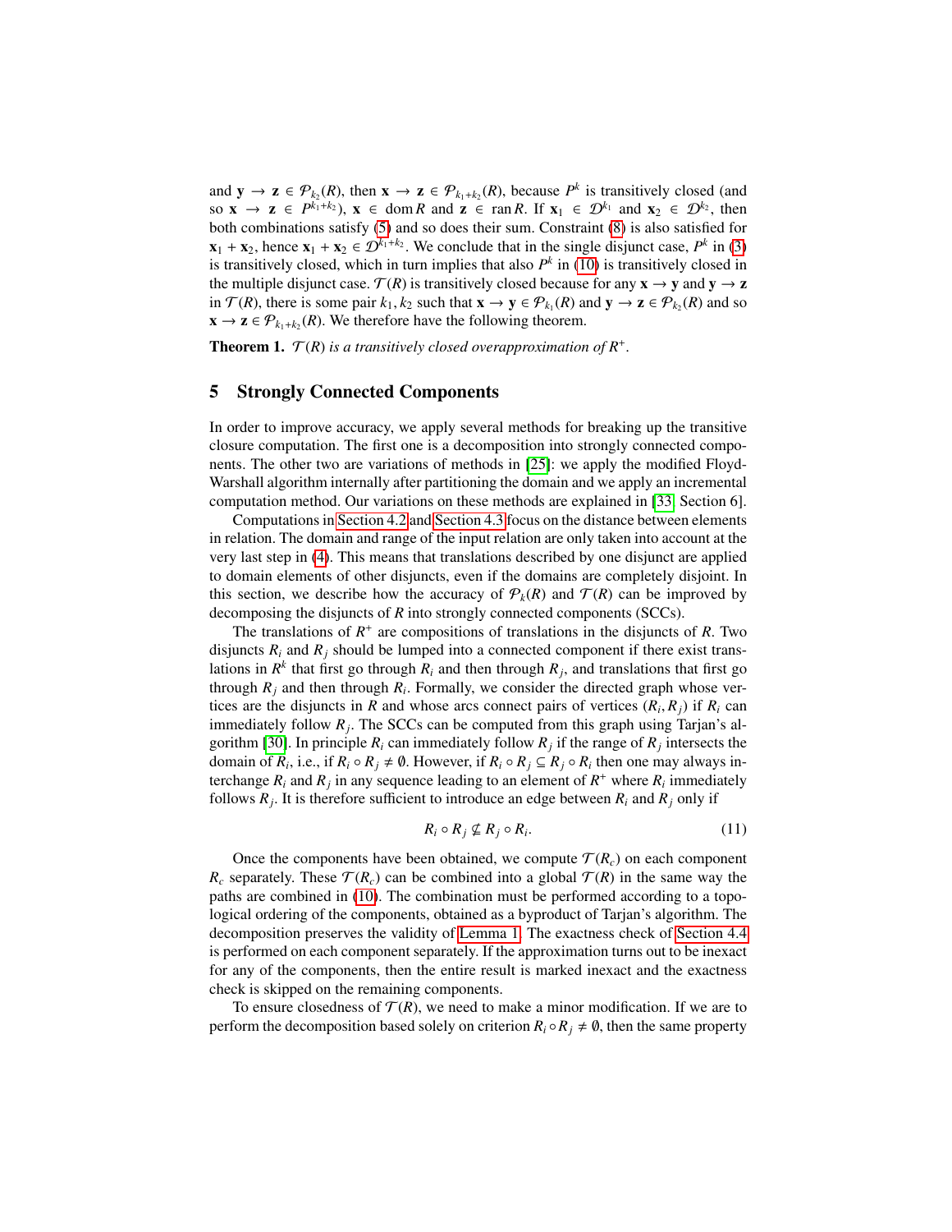and $\mathbf{y} \to \mathbf{z} \in \mathcal{P}_{k_2}(R)$, then $\mathbf{x} \to \mathbf{z} \in \mathcal{P}_{k_1+k_2}(R)$, because $P^k$ is transitively closed (and so $\mathbf{x} \to \mathbf{z} \in P^{k_1+k_2}$), $\mathbf{x} \in \operatorname{dom} R$ and $\mathbf{z} \in \operatorname{ran} R$. If $\mathbf{x}_1 \in \mathcal{D}^{k_1}$ and $\mathbf{x}_2 \in \mathcal{D}^{k_2}$, then both combinations satisfy (5) and so does their sum. Constraint (8) is also satisfied for $\mathbf{x}_1 + \mathbf{x}_2$, hence $\mathbf{x}_1 + \mathbf{x}_2 \in \mathcal{D}^{k_1+k_2}$. We conclude that in the single disjunct case, $P^k$ in (3) is transitively closed, which in turn implies that also $P^k$ in (10) is transitively closed in the multiple disjunct case. $\mathcal{T}(R)$ is transitively closed because for any $\mathbf{x} \to \mathbf{y}$ and $\mathbf{y} \to \mathbf{z}$ in $\mathcal{T}(R)$, there is some pair $k_1, k_2$ such that $\mathbf{x} \to \mathbf{y} \in \mathcal{P}_{k_1}(R)$ and $\mathbf{y} \to \mathbf{z} \in \mathcal{P}_{k_2}(R)$ and so $\mathbf{x} \to \mathbf{z} \in \mathcal{P}_{k_1+k_2}(R)$. We therefore have the following theorem.

**Theorem 1.** *$\mathcal{T}(R)$ is a transitively closed overapproximation of $R^+$.*

## 5 Strongly Connected Components

In order to improve accuracy, we apply several methods for breaking up the transitive closure computation. The first one is a decomposition into strongly connected components. The other two are variations of methods in [25]: we apply the modified Floyd-Warshall algorithm internally after partitioning the domain and we apply an incremental computation method. Our variations on these methods are explained in [33, Section 6].

Computations in Section 4.2 and Section 4.3 focus on the distance between elements in relation. The domain and range of the input relation are only taken into account at the very last step in (4). This means that translations described by one disjunct are applied to domain elements of other disjuncts, even if the domains are completely disjoint. In this section, we describe how the accuracy of $\mathcal{P}_k(R)$ and $\mathcal{T}(R)$ can be improved by decomposing the disjuncts of $R$ into strongly connected components (SCCs).

The translations of $R^+$ are compositions of translations in the disjuncts of $R$. Two disjuncts $R_i$ and $R_j$ should be lumped into a connected component if there exist translations in $R^k$ that first go through $R_i$ and then through $R_j$, and translations that first go through $R_j$ and then through $R_i$. Formally, we consider the directed graph whose vertices are the disjuncts in $R$ and whose arcs connect pairs of vertices $(R_i, R_j)$ if $R_i$ can immediately follow $R_j$. The SCCs can be computed from this graph using Tarjan's algorithm [30]. In principle $R_i$ can immediately follow $R_j$ if the range of $R_j$ intersects the domain of $R_i$, i.e., if $R_i \circ R_j \neq \emptyset$. However, if $R_i \circ R_j \subseteq R_j \circ R_i$ then one may always interchange $R_i$ and $R_j$ in any sequence leading to an element of $R^+$ where $R_i$ immediately follows $R_j$. It is therefore sufficient to introduce an edge between $R_i$ and $R_j$ only if

$$R_i \circ R_j \nsubseteq R_j \circ R_i. \tag{11}$$

Once the components have been obtained, we compute $\mathcal{T}(R_c)$ on each component $R_c$ separately. These $\mathcal{T}(R_c)$ can be combined into a global $\mathcal{T}(R)$ in the same way the paths are combined in (10). The combination must be performed according to a topological ordering of the components, obtained as a byproduct of Tarjan's algorithm. The decomposition preserves the validity of Lemma 1. The exactness check of Section 4.4 is performed on each component separately. If the approximation turns out to be inexact for any of the components, then the entire result is marked inexact and the exactness check is skipped on the remaining components.

To ensure closedness of $\mathcal{T}(R)$, we need to make a minor modification. If we are to perform the decomposition based solely on criterion $R_i \circ R_j \neq \emptyset$, then the same property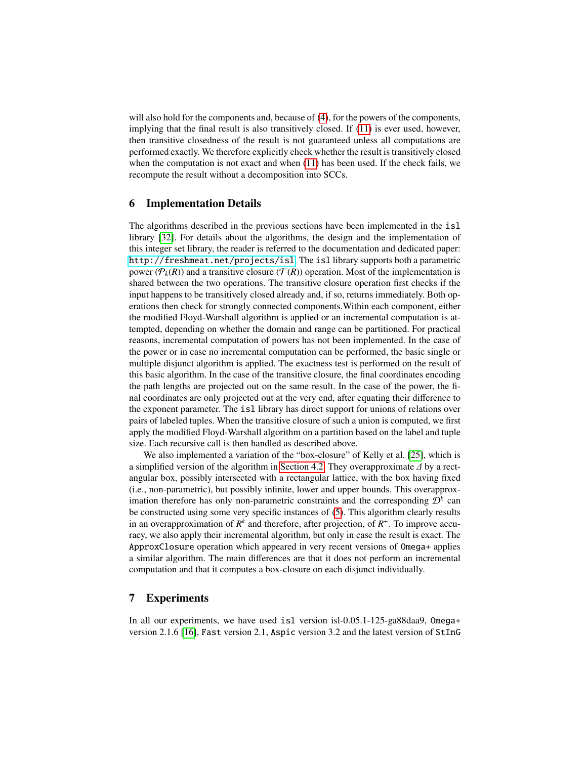will also hold for the components and, because of (4), for the powers of the components, implying that the final result is also transitively closed. If (11) is ever used, however, then transitive closedness of the result is not guaranteed unless all computations are performed exactly. We therefore explicitly check whether the result is transitively closed when the computation is not exact and when (11) has been used. If the check fails, we recompute the result without a decomposition into SCCs.

## 6 Implementation Details

The algorithms described in the previous sections have been implemented in the `isl` library [32]. For details about the algorithms, the design and the implementation of this integer set library, the reader is referred to the documentation and dedicated paper: `http://freshmeat.net/projects/isl`. The `isl` library supports both a parametric power ($\mathcal{P}_k(R)$) and a transitive closure ($\mathcal{T}(R)$) operation. Most of the implementation is shared between the two operations. The transitive closure operation first checks if the input happens to be transitively closed already and, if so, returns immediately. Both operations then check for strongly connected components.Within each component, either the modified Floyd-Warshall algorithm is applied or an incremental computation is attempted, depending on whether the domain and range can be partitioned. For practical reasons, incremental computation of powers has not been implemented. In the case of the power or in case no incremental computation can be performed, the basic single or multiple disjunct algorithm is applied. The exactness test is performed on the result of this basic algorithm. In the case of the transitive closure, the final coordinates encoding the path lengths are projected out on the same result. In the case of the power, the final coordinates are only projected out at the very end, after equating their difference to the exponent parameter. The `isl` library has direct support for unions of relations over pairs of labeled tuples. When the transitive closure of such a union is computed, we first apply the modified Floyd-Warshall algorithm on a partition based on the label and tuple size. Each recursive call is then handled as described above.

We also implemented a variation of the "box-closure" of Kelly et al. [25], which is a simplified version of the algorithm in Section 4.2. They overapproximate $\Delta$ by a rectangular box, possibly intersected with a rectangular lattice, with the box having fixed (i.e., non-parametric), but possibly infinite, lower and upper bounds. This overapproximation therefore has only non-parametric constraints and the corresponding $\mathcal{D}^k$ can be constructed using some very specific instances of (5). This algorithm clearly results in an overapproximation of $R^k$ and therefore, after projection, of $R^+$. To improve accuracy, we also apply their incremental algorithm, but only in case the result is exact. The `ApproxClosure` operation which appeared in very recent versions of `Omega+` applies a similar algorithm. The main differences are that it does not perform an incremental computation and that it computes a box-closure on each disjunct individually.

## 7 Experiments

In all our experiments, we have used `isl` version isl-0.05.1-125-ga88daa9, `Omega+` version 2.1.6 [16], `Fast` version 2.1, `Aspic` version 3.2 and the latest version of `StInG`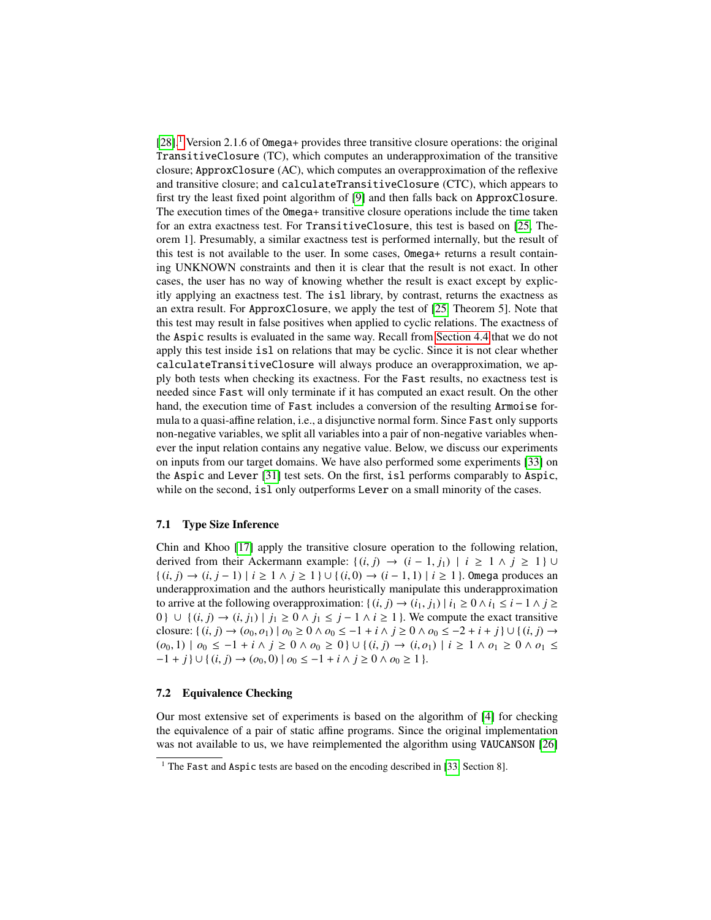[28].[1] Version 2.1.6 of Omega+ provides three transitive closure operations: the original TransitiveClosure (TC), which computes an underapproximation of the transitive closure; ApproxClosure (AC), which computes an overapproximation of the reflexive and transitive closure; and calculateTransitiveClosure (CTC), which appears to first try the least fixed point algorithm of [9] and then falls back on ApproxClosure. The execution times of the Omega+ transitive closure operations include the time taken for an extra exactness test. For TransitiveClosure, this test is based on [25, Theorem 1]. Presumably, a similar exactness test is performed internally, but the result of this test is not available to the user. In some cases, Omega+ returns a result containing UNKNOWN constraints and then it is clear that the result is not exact. In other cases, the user has no way of knowing whether the result is exact except by explicitly applying an exactness test. The isl library, by contrast, returns the exactness as an extra result. For ApproxClosure, we apply the test of [25, Theorem 5]. Note that this test may result in false positives when applied to cyclic relations. The exactness of the Aspic results is evaluated in the same way. Recall from Section 4.4 that we do not apply this test inside isl on relations that may be cyclic. Since it is not clear whether calculateTransitiveClosure will always produce an overapproximation, we apply both tests when checking its exactness. For the Fast results, no exactness test is needed since Fast will only terminate if it has computed an exact result. On the other hand, the execution time of Fast includes a conversion of the resulting Armoise formula to a quasi-affine relation, i.e., a disjunctive normal form. Since Fast only supports non-negative variables, we split all variables into a pair of non-negative variables whenever the input relation contains any negative value. Below, we discuss our experiments on inputs from our target domains. We have also performed some experiments [33] on the Aspic and Lever [31] test sets. On the first, isl performs comparably to Aspic, while on the second, isl only outperforms Lever on a small minority of the cases.

### 7.1 Type Size Inference

Chin and Khoo [17] apply the transitive closure operation to the following relation, derived from their Ackermann example: $\{ (i, j) \to (i-1, j_1) \mid i \geq 1 \wedge j \geq 1 \} \cup \{ (i, j) \to (i, j-1) \mid i \geq 1 \wedge j \geq 1 \} \cup \{ (i, 0) \to (i-1, 1) \mid i \geq 1 \}$. Omega produces an underapproximation and the authors heuristically manipulate this underapproximation to arrive at the following overapproximation: $\{ (i, j) \to (i_1, j_1) \mid i_1 \geq 0 \wedge i_1 \leq i-1 \wedge j \geq 0 \} \cup \{ (i, j) \to (i, j_1) \mid j_1 \geq 0 \wedge j_1 \leq j-1 \wedge i \geq 1 \}$. We compute the exact transitive closure: $\{ (i, j) \to (o_0, o_1) \mid o_0 \geq 0 \wedge o_0 \leq -1 + i \wedge j \geq 0 \wedge o_0 \leq -2 + i + j \} \cup \{ (i, j) \to (o_0, 1) \mid o_0 \leq -1 + i \wedge j \geq 0 \wedge o_0 \geq 0 \} \cup \{ (i, j) \to (i, o_1) \mid i \geq 1 \wedge o_1 \geq 0 \wedge o_1 \leq -1 + j \} \cup \{ (i, j) \to (o_0, 0) \mid o_0 \leq -1 + i \wedge j \geq 0 \wedge o_0 \geq 1 \}$.

### 7.2 Equivalence Checking

Our most extensive set of experiments is based on the algorithm of [4] for checking the equivalence of a pair of static affine programs. Since the original implementation was not available to us, we have reimplemented the algorithm using VAUCANSON [26]

[1] The Fast and Aspic tests are based on the encoding described in [33, Section 8].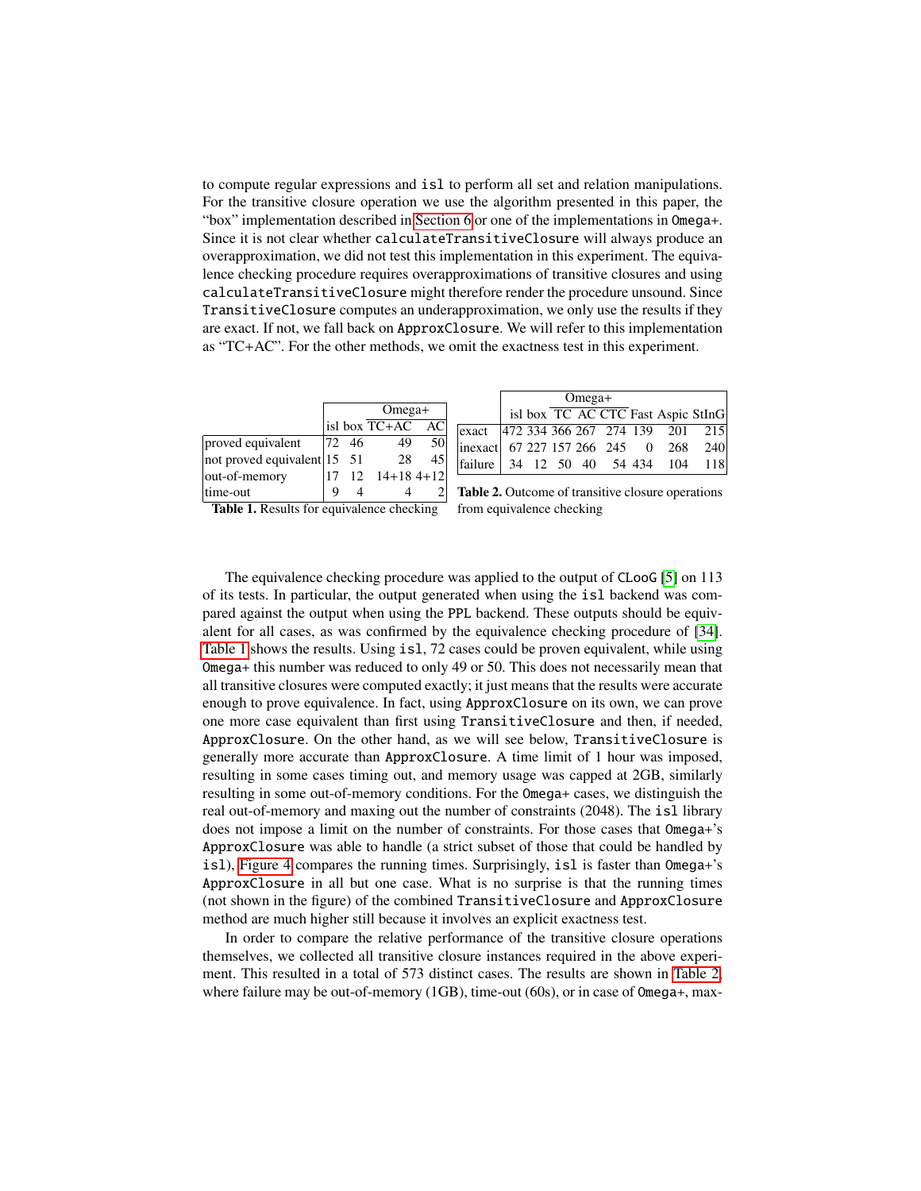to compute regular expressions and `isl` to perform all set and relation manipulations. For the transitive closure operation we use the algorithm presented in this paper, the "box" implementation described in Section 6 or one of the implementations in Omega+. Since it is not clear whether `calculateTransitiveClosure` will always produce an overapproximation, we did not test this implementation in this experiment. The equivalence checking procedure requires overapproximations of transitive closures and using `calculateTransitiveClosure` might therefore render the procedure unsound. Since `TransitiveClosure` computes an underapproximation, we only use the results if they are exact. If not, we fall back on `ApproxClosure`. We will refer to this implementation as "TC+AC". For the other methods, we omit the exactness test in this experiment.

| | isl | box | Omega+ TC+AC | Omega+ AC |
|---|---|---|---|---|
| proved equivalent | 72 | 46 | 49 | 50 |
| not proved equivalent | 15 | 51 | 28 | 45 |
| out-of-memory | 17 | 12 | 14+18 | 4+12 |
| time-out | 9 | 4 | 4 | 2 |

**Table 1.** Results for equivalence checking

| | isl | box | Omega+ TC | Omega+ AC | Omega+ CTC | Fast | Aspic | StInG |
|---|---|---|---|---|---|---|---|---|
| exact | 472 | 334 | 366 | 267 | 274 | 139 | 201 | 215 |
| inexact | 67 | 227 | 157 | 266 | 245 | 0 | 268 | 240 |
| failure | 34 | 12 | 50 | 40 | 54 | 434 | 104 | 118 |

**Table 2.** Outcome of transitive closure operations from equivalence checking

The equivalence checking procedure was applied to the output of `CLooG` [5] on 113 of its tests. In particular, the output generated when using the `isl` backend was compared against the output when using the `PPL` backend. These outputs should be equivalent for all cases, as was confirmed by the equivalence checking procedure of [34]. Table 1 shows the results. Using `isl`, 72 cases could be proven equivalent, while using Omega+ this number was reduced to only 49 or 50. This does not necessarily mean that all transitive closures were computed exactly; it just means that the results were accurate enough to prove equivalence. In fact, using `ApproxClosure` on its own, we can prove one more case equivalent than first using `TransitiveClosure` and then, if needed, `ApproxClosure`. On the other hand, as we will see below, `TransitiveClosure` is generally more accurate than `ApproxClosure`. A time limit of 1 hour was imposed, resulting in some cases timing out, and memory usage was capped at 2GB, similarly resulting in some out-of-memory conditions. For the Omega+ cases, we distinguish the real out-of-memory and maxing out the number of constraints (2048). The `isl` library does not impose a limit on the number of constraints. For those cases that Omega+'s `ApproxClosure` was able to handle (a strict subset of those that could be handled by `isl`), Figure 4 compares the running times. Surprisingly, `isl` is faster than Omega+'s `ApproxClosure` in all but one case. What is no surprise is that the running times (not shown in the figure) of the combined `TransitiveClosure` and `ApproxClosure` method are much higher still because it involves an explicit exactness test.

In order to compare the relative performance of the transitive closure operations themselves, we collected all transitive closure instances required in the above experiment. This resulted in a total of 573 distinct cases. The results are shown in Table 2, where failure may be out-of-memory (1GB), time-out (60s), or in case of Omega+, max-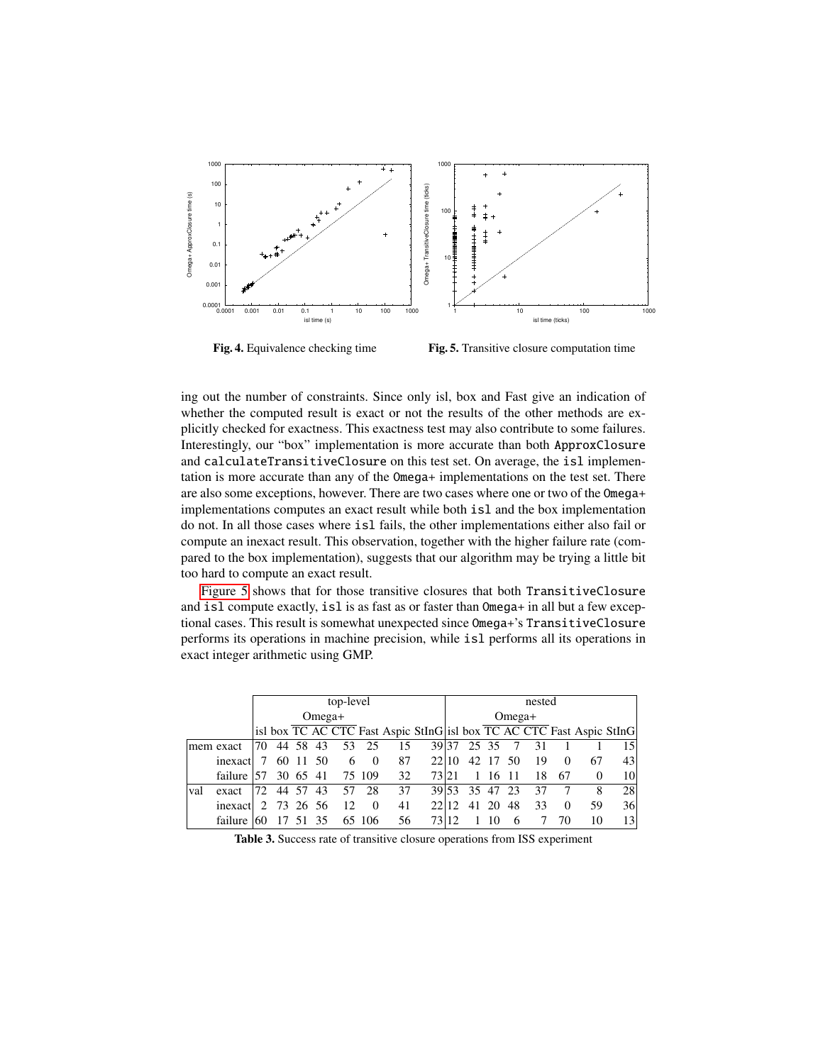Fig. 4. Equivalence checking time

Fig. 5. Transitive closure computation time

ing out the number of constraints. Since only isl, box and Fast give an indication of whether the computed result is exact or not the results of the other methods are explicitly checked for exactness. This exactness test may also contribute to some failures. Interestingly, our "box" implementation is more accurate than both `ApproxClosure` and `calculateTransitiveClosure` on this test set. On average, the `isl` implementation is more accurate than any of the `Omega+` implementations on the test set. There are also some exceptions, however. There are two cases where one or two of the `Omega+` implementations computes an exact result while both `isl` and the box implementation do not. In all those cases where `isl` fails, the other implementations either also fail or compute an inexact result. This observation, together with the higher failure rate (compared to the box implementation), suggests that our algorithm may be trying a little bit too hard to compute an exact result.

Figure 5 shows that for those transitive closures that both `TransitiveClosure` and `isl` compute exactly, `isl` is as fast as or faster than `Omega+` in all but a few exceptional cases. This result is somewhat unexpected since `Omega+`'s `TransitiveClosure` performs its operations in machine precision, while `isl` performs all its operations in exact integer arithmetic using GMP.

| | | top-level | | | | | | | | nested | | | | | | | |
|---|---|---|---|---|---|---|---|---|---|---|---|---|---|---|---|---|---|
| | | | | Omega+ | | | | | | | | Omega+ | | | | | |
| | | isl | box | TC | AC | CTC | Fast | Aspic | StInG | isl | box | TC | AC | CTC | Fast | Aspic | StInG |
| mem | exact | 70 | 44 | 58 | 43 | 53 | 25 | 15 | 39 | 37 | 25 | 35 | 7 | 31 | 1 | 1 | 15 |
| | inexact | 7 | 60 | 11 | 50 | 6 | 0 | 87 | 22 | 10 | 42 | 17 | 50 | 19 | 0 | 67 | 43 |
| | failure | 57 | 30 | 65 | 41 | 75 | 109 | 32 | 73 | 21 | 1 | 16 | 11 | 18 | 67 | 0 | 10 |
| val | exact | 72 | 44 | 57 | 43 | 57 | 28 | 37 | 39 | 53 | 35 | 47 | 23 | 37 | 7 | 8 | 28 |
| | inexact | 2 | 73 | 26 | 56 | 12 | 0 | 41 | 22 | 12 | 41 | 20 | 48 | 33 | 0 | 59 | 36 |
| | failure | 60 | 17 | 51 | 35 | 65 | 106 | 56 | 73 | 12 | 1 | 10 | 6 | 7 | 70 | 10 | 13 |

**Table 3.** Success rate of transitive closure operations from ISS experiment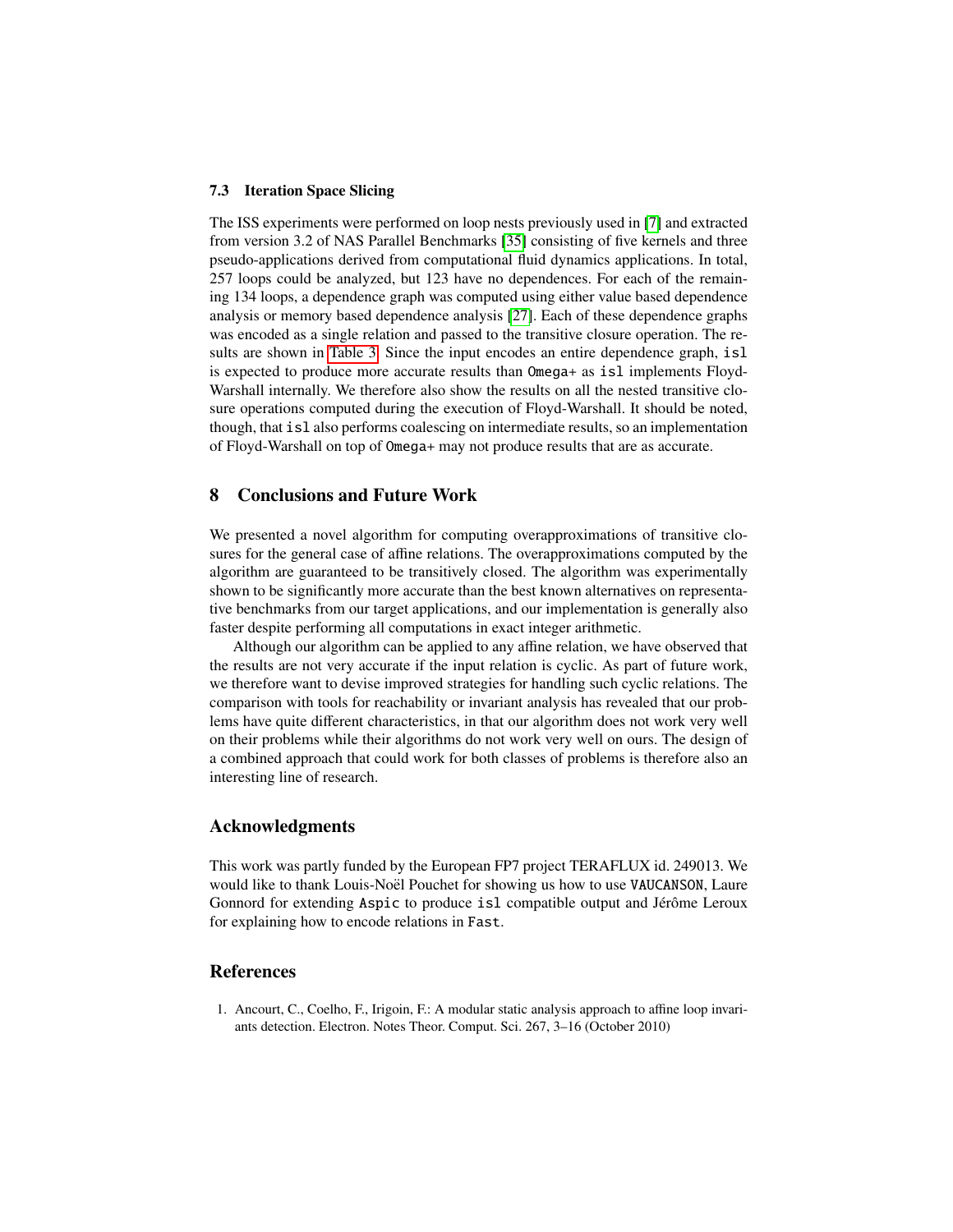### 7.3 Iteration Space Slicing

The ISS experiments were performed on loop nests previously used in [7] and extracted from version 3.2 of NAS Parallel Benchmarks [35] consisting of five kernels and three pseudo-applications derived from computational fluid dynamics applications. In total, 257 loops could be analyzed, but 123 have no dependences. For each of the remaining 134 loops, a dependence graph was computed using either value based dependence analysis or memory based dependence analysis [27]. Each of these dependence graphs was encoded as a single relation and passed to the transitive closure operation. The results are shown in Table 3. Since the input encodes an entire dependence graph, `isl` is expected to produce more accurate results than `Omega+` as `isl` implements Floyd-Warshall internally. We therefore also show the results on all the nested transitive closure operations computed during the execution of Floyd-Warshall. It should be noted, though, that `isl` also performs coalescing on intermediate results, so an implementation of Floyd-Warshall on top of `Omega+` may not produce results that are as accurate.

## 8 Conclusions and Future Work

We presented a novel algorithm for computing overapproximations of transitive closures for the general case of affine relations. The overapproximations computed by the algorithm are guaranteed to be transitively closed. The algorithm was experimentally shown to be significantly more accurate than the best known alternatives on representative benchmarks from our target applications, and our implementation is generally also faster despite performing all computations in exact integer arithmetic.

Although our algorithm can be applied to any affine relation, we have observed that the results are not very accurate if the input relation is cyclic. As part of future work, we therefore want to devise improved strategies for handling such cyclic relations. The comparison with tools for reachability or invariant analysis has revealed that our problems have quite different characteristics, in that our algorithm does not work very well on their problems while their algorithms do not work very well on ours. The design of a combined approach that could work for both classes of problems is therefore also an interesting line of research.

## Acknowledgments

This work was partly funded by the European FP7 project TERAFLUX id. 249013. We would like to thank Louis-Noël Pouchet for showing us how to use `VAUCANSON`, Laure Gonnord for extending `Aspic` to produce `isl` compatible output and Jérôme Leroux for explaining how to encode relations in `Fast`.

## References

1. Ancourt, C., Coelho, F., Irigoin, F.: A modular static analysis approach to affine loop invariants detection. Electron. Notes Theor. Comput. Sci. 267, 3–16 (October 2010)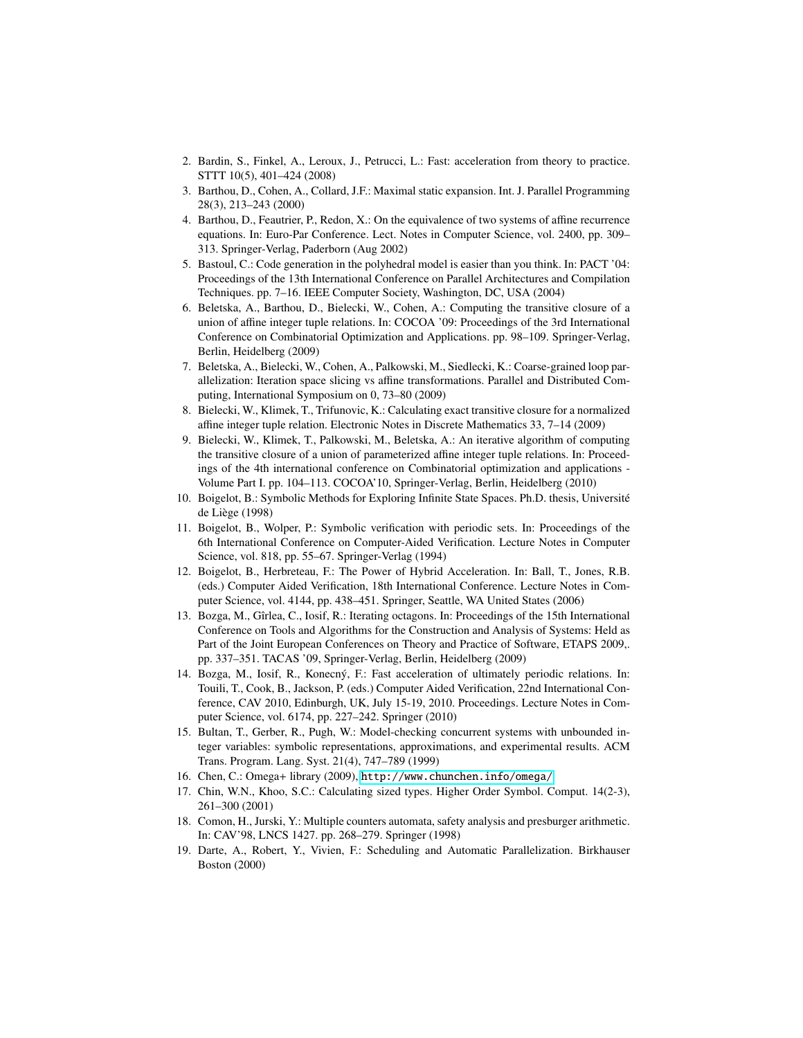2. Bardin, S., Finkel, A., Leroux, J., Petrucci, L.: Fast: acceleration from theory to practice. STTT 10(5), 401–424 (2008)
3. Barthou, D., Cohen, A., Collard, J.F.: Maximal static expansion. Int. J. Parallel Programming 28(3), 213–243 (2000)
4. Barthou, D., Feautrier, P., Redon, X.: On the equivalence of two systems of affine recurrence equations. In: Euro-Par Conference. Lect. Notes in Computer Science, vol. 2400, pp. 309–313. Springer-Verlag, Paderborn (Aug 2002)
5. Bastoul, C.: Code generation in the polyhedral model is easier than you think. In: PACT '04: Proceedings of the 13th International Conference on Parallel Architectures and Compilation Techniques. pp. 7–16. IEEE Computer Society, Washington, DC, USA (2004)
6. Beletska, A., Barthou, D., Bielecki, W., Cohen, A.: Computing the transitive closure of a union of affine integer tuple relations. In: COCOA '09: Proceedings of the 3rd International Conference on Combinatorial Optimization and Applications. pp. 98–109. Springer-Verlag, Berlin, Heidelberg (2009)
7. Beletska, A., Bielecki, W., Cohen, A., Palkowski, M., Siedlecki, K.: Coarse-grained loop parallelization: Iteration space slicing vs affine transformations. Parallel and Distributed Computing, International Symposium on 0, 73–80 (2009)
8. Bielecki, W., Klimek, T., Trifunovic, K.: Calculating exact transitive closure for a normalized affine integer tuple relation. Electronic Notes in Discrete Mathematics 33, 7–14 (2009)
9. Bielecki, W., Klimek, T., Palkowski, M., Beletska, A.: An iterative algorithm of computing the transitive closure of a union of parameterized affine integer tuple relations. In: Proceedings of the 4th international conference on Combinatorial optimization and applications - Volume Part I. pp. 104–113. COCOA'10, Springer-Verlag, Berlin, Heidelberg (2010)
10. Boigelot, B.: Symbolic Methods for Exploring Infinite State Spaces. Ph.D. thesis, Université de Liège (1998)
11. Boigelot, B., Wolper, P.: Symbolic verification with periodic sets. In: Proceedings of the 6th International Conference on Computer-Aided Verification. Lecture Notes in Computer Science, vol. 818, pp. 55–67. Springer-Verlag (1994)
12. Boigelot, B., Herbreteau, F.: The Power of Hybrid Acceleration. In: Ball, T., Jones, R.B. (eds.) Computer Aided Verification, 18th International Conference. Lecture Notes in Computer Science, vol. 4144, pp. 438–451. Springer, Seattle, WA United States (2006)
13. Bozga, M., Gîrlea, C., Iosif, R.: Iterating octagons. In: Proceedings of the 15th International Conference on Tools and Algorithms for the Construction and Analysis of Systems: Held as Part of the Joint European Conferences on Theory and Practice of Software, ETAPS 2009,. pp. 337–351. TACAS '09, Springer-Verlag, Berlin, Heidelberg (2009)
14. Bozga, M., Iosif, R., Konecný, F.: Fast acceleration of ultimately periodic relations. In: Touili, T., Cook, B., Jackson, P. (eds.) Computer Aided Verification, 22nd International Conference, CAV 2010, Edinburgh, UK, July 15-19, 2010. Proceedings. Lecture Notes in Computer Science, vol. 6174, pp. 227–242. Springer (2010)
15. Bultan, T., Gerber, R., Pugh, W.: Model-checking concurrent systems with unbounded integer variables: symbolic representations, approximations, and experimental results. ACM Trans. Program. Lang. Syst. 21(4), 747–789 (1999)
16. Chen, C.: Omega+ library (2009), http://www.chunchen.info/omega/
17. Chin, W.N., Khoo, S.C.: Calculating sized types. Higher Order Symbol. Comput. 14(2-3), 261–300 (2001)
18. Comon, H., Jurski, Y.: Multiple counters automata, safety analysis and presburger arithmetic. In: CAV'98, LNCS 1427. pp. 268–279. Springer (1998)
19. Darte, A., Robert, Y., Vivien, F.: Scheduling and Automatic Parallelization. Birkhauser Boston (2000)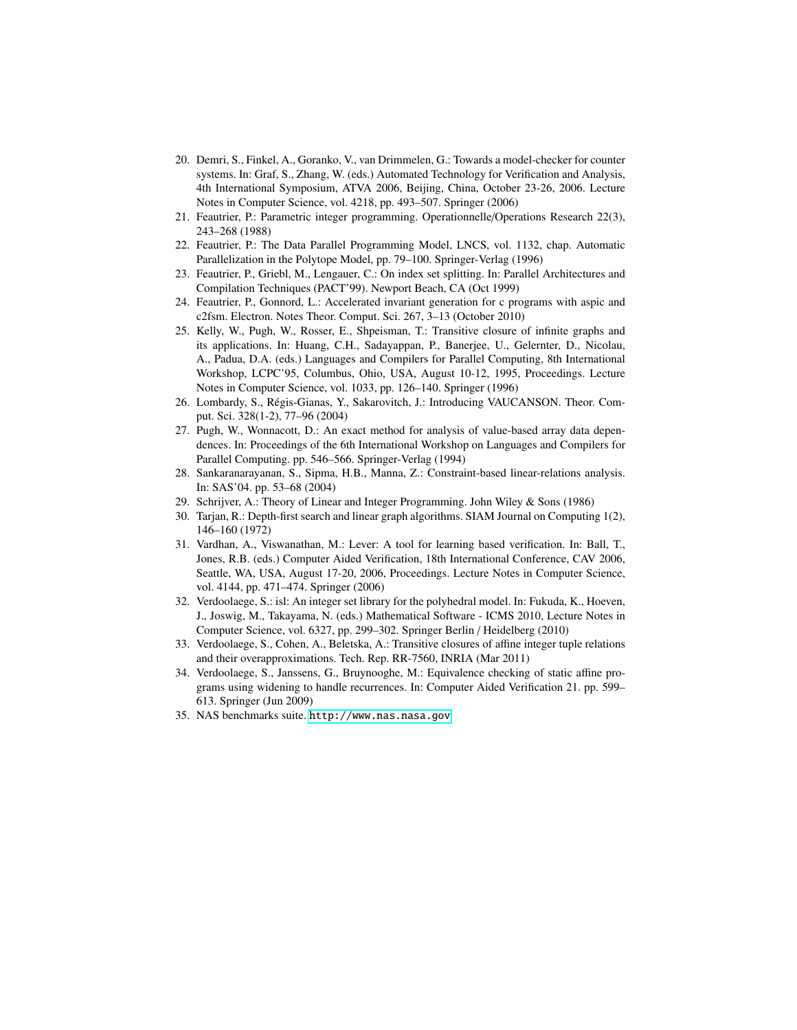20. Demri, S., Finkel, A., Goranko, V., van Drimmelen, G.: Towards a model-checker for counter systems. In: Graf, S., Zhang, W. (eds.) Automated Technology for Verification and Analysis, 4th International Symposium, ATVA 2006, Beijing, China, October 23-26, 2006. Lecture Notes in Computer Science, vol. 4218, pp. 493–507. Springer (2006)
21. Feautrier, P.: Parametric integer programming. Operationnelle/Operations Research 22(3), 243–268 (1988)
22. Feautrier, P.: The Data Parallel Programming Model, LNCS, vol. 1132, chap. Automatic Parallelization in the Polytope Model, pp. 79–100. Springer-Verlag (1996)
23. Feautrier, P., Griebl, M., Lengauer, C.: On index set splitting. In: Parallel Architectures and Compilation Techniques (PACT'99). Newport Beach, CA (Oct 1999)
24. Feautrier, P., Gonnord, L.: Accelerated invariant generation for c programs with aspic and c2fsm. Electron. Notes Theor. Comput. Sci. 267, 3–13 (October 2010)
25. Kelly, W., Pugh, W., Rosser, E., Shpeisman, T.: Transitive closure of infinite graphs and its applications. In: Huang, C.H., Sadayappan, P., Banerjee, U., Gelernter, D., Nicolau, A., Padua, D.A. (eds.) Languages and Compilers for Parallel Computing, 8th International Workshop, LCPC'95, Columbus, Ohio, USA, August 10-12, 1995, Proceedings. Lecture Notes in Computer Science, vol. 1033, pp. 126–140. Springer (1996)
26. Lombardy, S., Régis-Gianas, Y., Sakarovitch, J.: Introducing VAUCANSON. Theor. Comput. Sci. 328(1-2), 77–96 (2004)
27. Pugh, W., Wonnacott, D.: An exact method for analysis of value-based array data dependences. In: Proceedings of the 6th International Workshop on Languages and Compilers for Parallel Computing. pp. 546–566. Springer-Verlag (1994)
28. Sankaranarayanan, S., Sipma, H.B., Manna, Z.: Constraint-based linear-relations analysis. In: SAS'04. pp. 53–68 (2004)
29. Schrijver, A.: Theory of Linear and Integer Programming. John Wiley & Sons (1986)
30. Tarjan, R.: Depth-first search and linear graph algorithms. SIAM Journal on Computing 1(2), 146–160 (1972)
31. Vardhan, A., Viswanathan, M.: Lever: A tool for learning based verification. In: Ball, T., Jones, R.B. (eds.) Computer Aided Verification, 18th International Conference, CAV 2006, Seattle, WA, USA, August 17-20, 2006, Proceedings. Lecture Notes in Computer Science, vol. 4144, pp. 471–474. Springer (2006)
32. Verdoolaege, S.: isl: An integer set library for the polyhedral model. In: Fukuda, K., Hoeven, J., Joswig, M., Takayama, N. (eds.) Mathematical Software - ICMS 2010, Lecture Notes in Computer Science, vol. 6327, pp. 299–302. Springer Berlin / Heidelberg (2010)
33. Verdoolaege, S., Cohen, A., Beletska, A.: Transitive closures of affine integer tuple relations and their overapproximations. Tech. Rep. RR-7560, INRIA (Mar 2011)
34. Verdoolaege, S., Janssens, G., Bruynooghe, M.: Equivalence checking of static affine programs using widening to handle recurrences. In: Computer Aided Verification 21. pp. 599–613. Springer (Jun 2009)
35. NAS benchmarks suite. http://www.nas.nasa.gov